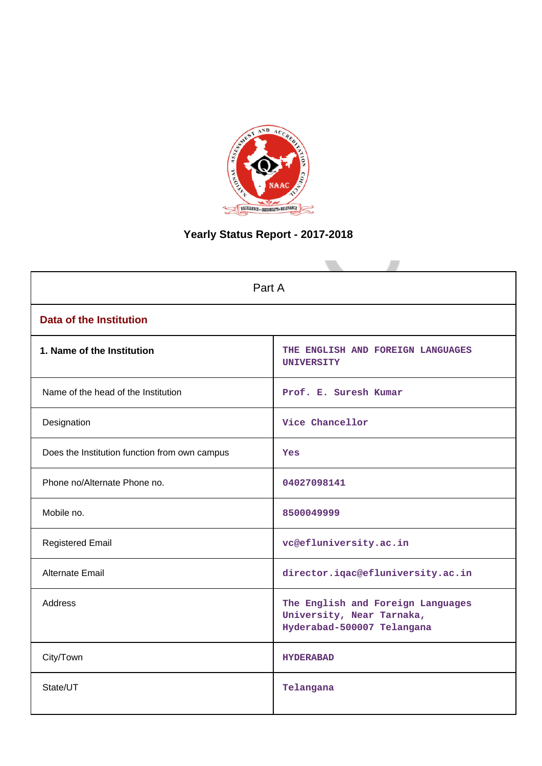# Yearly Status Report - 2017-2018

| Part A | |
|---|---|
| **Data of the Institution** | |
| **1. Name of the Institution** | THE ENGLISH AND FOREIGN LANGUAGES UNIVERSITY |
| Name of the head of the Institution | Prof. E. Suresh Kumar |
| Designation | Vice Chancellor |
| Does the Institution function from own campus | Yes |
| Phone no/Alternate Phone no. | 04027098141 |
| Mobile no. | 8500049999 |
| Registered Email | vc@efluniversity.ac.in |
| Alternate Email | director.iqac@efluniversity.ac.in |
| Address | The English and Foreign Languages University, Near Tarnaka, Hyderabad-500007 Telangana |
| City/Town | HYDERABAD |
| State/UT | Telangana |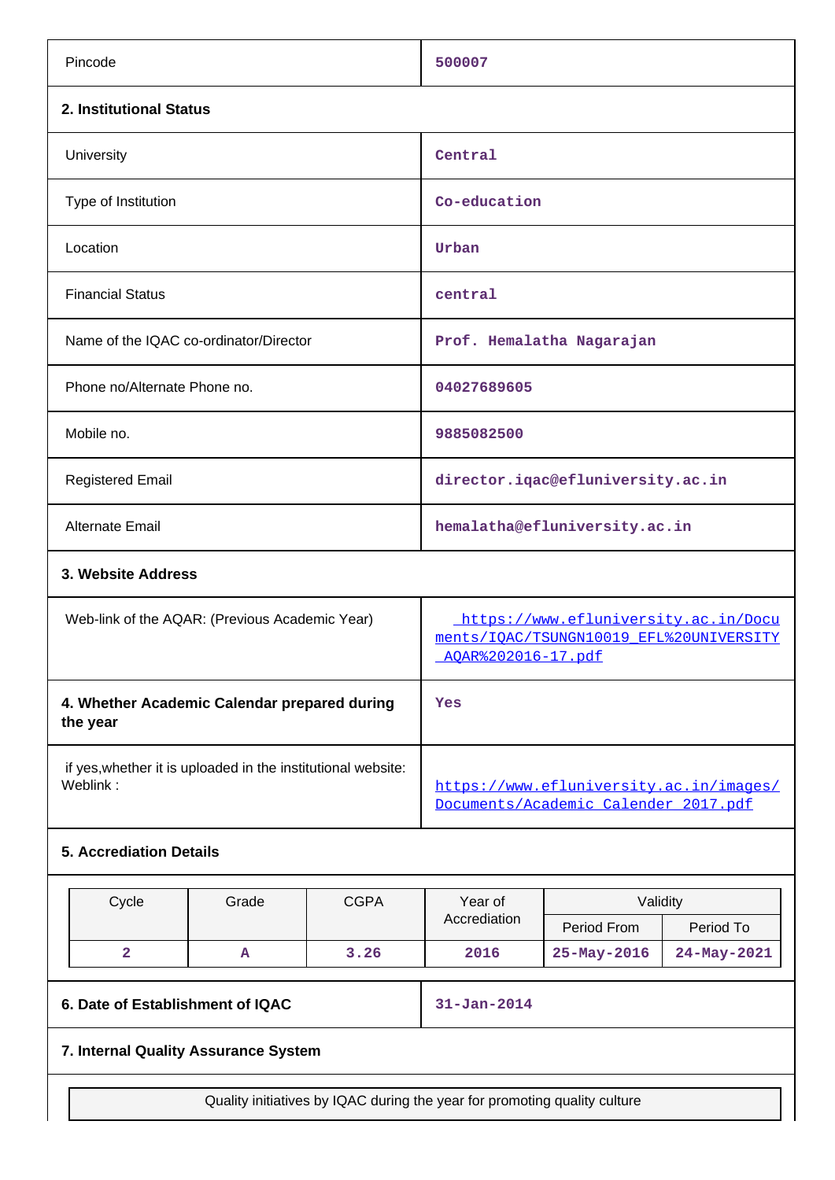| | |
|---|---|
| Pincode | 500007 |

**2. Institutional Status**

| | |
|---|---|
| University | Central |
| Type of Institution | Co-education |
| Location | Urban |
| Financial Status | central |
| Name of the IQAC co-ordinator/Director | Prof. Hemalatha Nagarajan |
| Phone no/Alternate Phone no. | 04027689605 |
| Mobile no. | 9885082500 |
| Registered Email | director.iqac@efluniversity.ac.in |
| Alternate Email | hemalatha@efluniversity.ac.in |

**3. Website Address**

| | |
|---|---|
| Web-link of the AQAR: (Previous Academic Year) | https://www.efluniversity.ac.in/Documents/IQAC/TSUNGN10019_EFL%20UNIVERSITY_AQAR%202016-17.pdf |
| **4. Whether Academic Calendar prepared during the year** | Yes |
| if yes,whether it is uploaded in the institutional website: Weblink : | https://www.efluniversity.ac.in/images/Documents/Academic_Calender_2017.pdf |

**5. Accrediation Details**

| Cycle | Grade | CGPA | Year of Accrediation | Validity | |
|---|---|---|---|---|---|
| | | | | Period From | Period To |
| 2 | A | 3.26 | 2016 | 25-May-2016 | 24-May-2021 |

| | |
|---|---|
| **6. Date of Establishment of IQAC** | 31-Jan-2014 |

**7. Internal Quality Assurance System**

| Quality initiatives by IQAC during the year for promoting quality culture |
|---|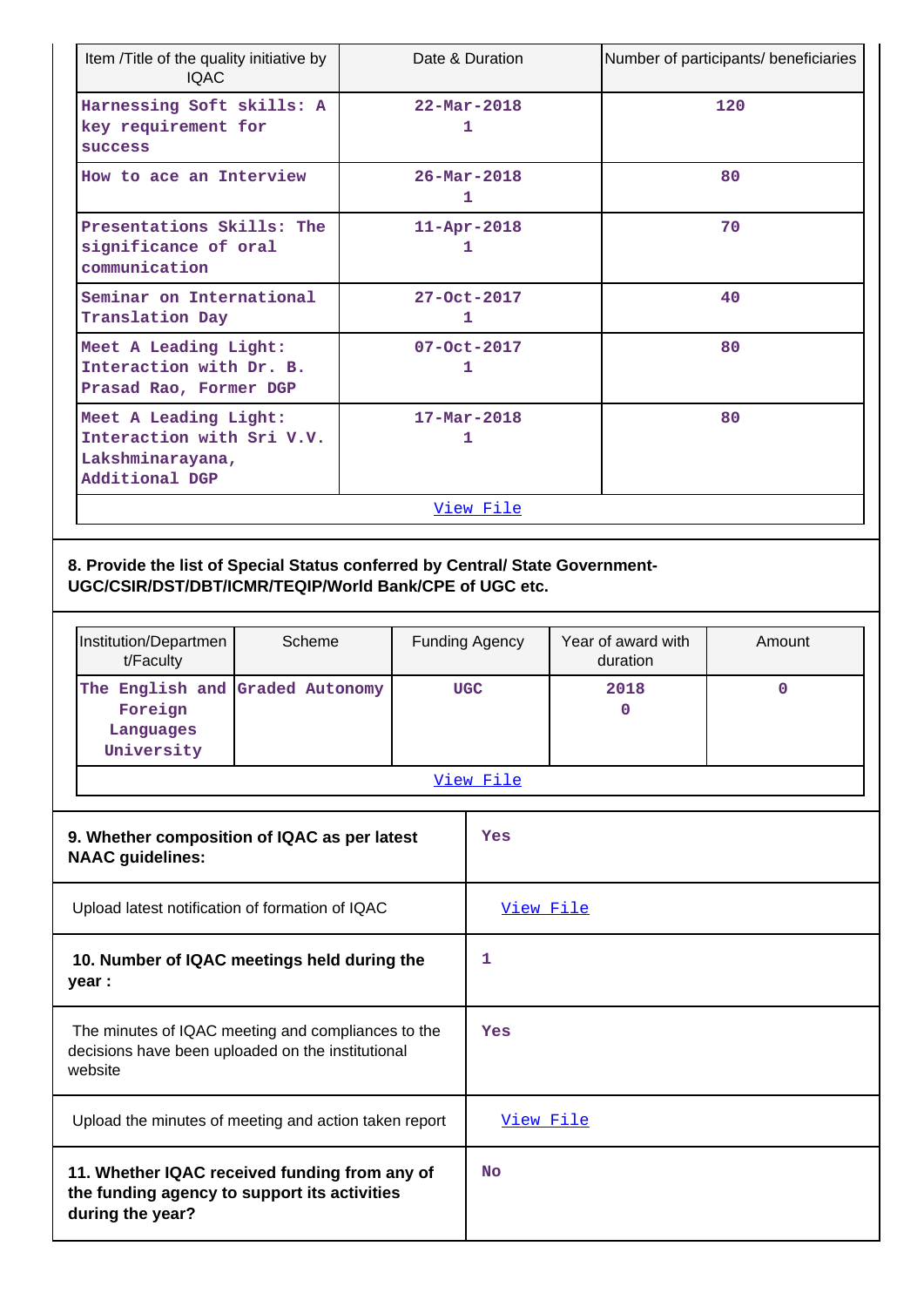| Item /Title of the quality initiative by IQAC | Date & Duration | Number of participants/ beneficiaries |
|---|---|---|
| Harnessing Soft skills: A key requirement for success | 22-Mar-2018<br>1 | 120 |
| How to ace an Interview | 26-Mar-2018<br>1 | 80 |
| Presentations Skills: The significance of oral communication | 11-Apr-2018<br>1 | 70 |
| Seminar on International Translation Day | 27-Oct-2017<br>1 | 40 |
| Meet A Leading Light: Interaction with Dr. B. Prasad Rao, Former DGP | 07-Oct-2017<br>1 | 80 |
| Meet A Leading Light: Interaction with Sri V.V. Lakshminarayana, Additional DGP | 17-Mar-2018<br>1 | 80 |
| View File | | |

**8. Provide the list of Special Status conferred by Central/ State Government-UGC/CSIR/DST/DBT/ICMR/TEQIP/World Bank/CPE of UGC etc.**

| Institution/Department/Faculty | Scheme | Funding Agency | Year of award with duration | Amount |
|---|---|---|---|---|
| The English and Foreign Languages University | Graded Autonomy | UGC | 2018<br>0 | 0 |
| View File | | | | |

| | |
|---|---|
| **9. Whether composition of IQAC as per latest NAAC guidelines:** | Yes |
| Upload latest notification of formation of IQAC | View File |
| **10. Number of IQAC meetings held during the year :** | 1 |
| The minutes of IQAC meeting and compliances to the decisions have been uploaded on the institutional website | Yes |
| Upload the minutes of meeting and action taken report | View File |
| **11. Whether IQAC received funding from any of the funding agency to support its activities during the year?** | No |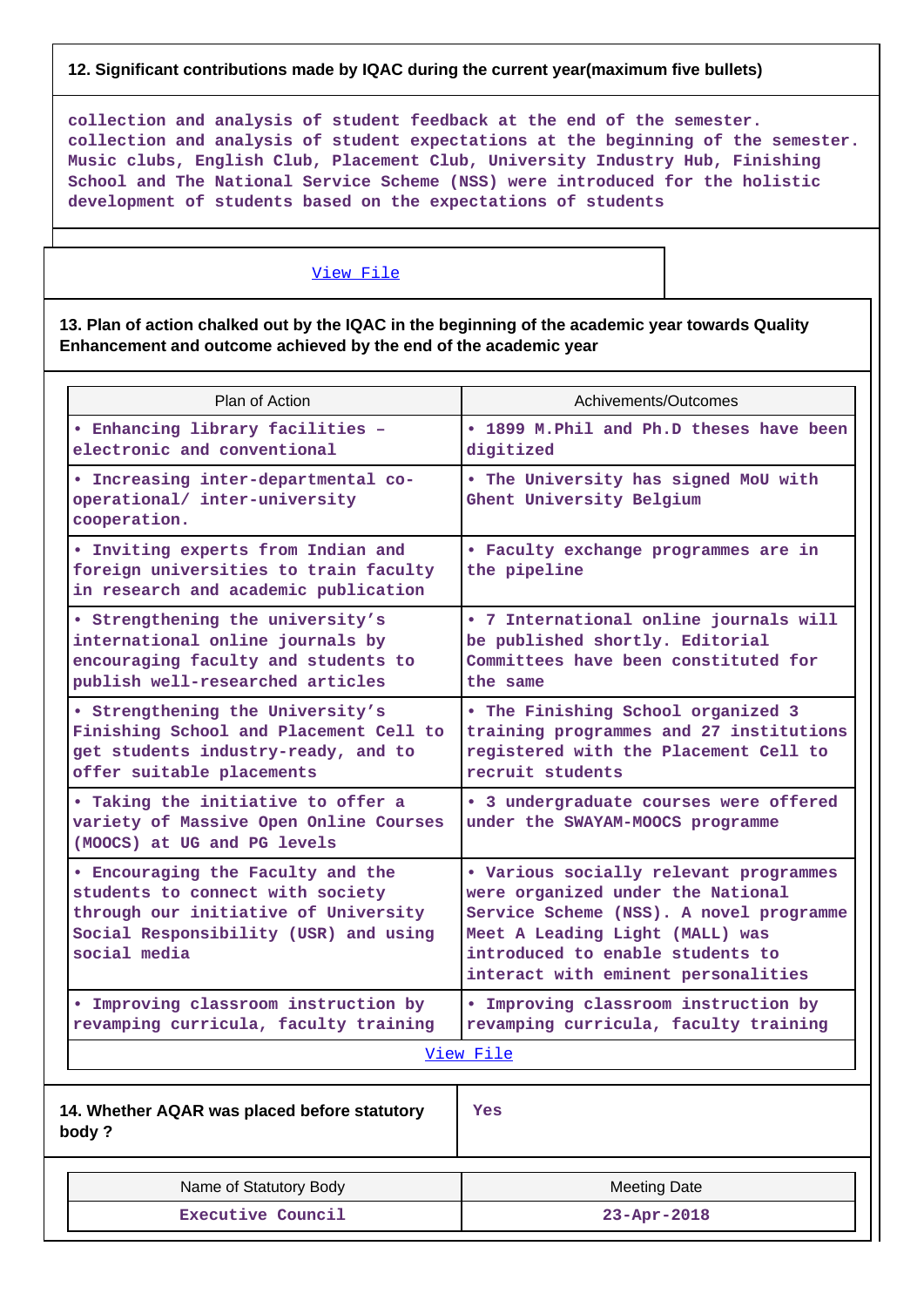**12. Significant contributions made by IQAC during the current year(maximum five bullets)**

collection and analysis of student feedback at the end of the semester.
collection and analysis of student expectations at the beginning of the semester.
Music clubs, English Club, Placement Club, University Industry Hub, Finishing School and The National Service Scheme (NSS) were introduced for the holistic development of students based on the expectations of students

View File

**13. Plan of action chalked out by the IQAC in the beginning of the academic year towards Quality Enhancement and outcome achieved by the end of the academic year**

| Plan of Action | Achivements/Outcomes |
|---|---|
| • Enhancing library facilities – electronic and conventional | • 1899 M.Phil and Ph.D theses have been digitized |
| • Increasing inter-departmental co-operational/ inter-university cooperation. | • The University has signed MoU with Ghent University Belgium |
| • Inviting experts from Indian and foreign universities to train faculty in research and academic publication | • Faculty exchange programmes are in the pipeline |
| • Strengthening the university's international online journals by encouraging faculty and students to publish well-researched articles | • 7 International online journals will be published shortly. Editorial Committees have been constituted for the same |
| • Strengthening the University's Finishing School and Placement Cell to get students industry-ready, and to offer suitable placements | • The Finishing School organized 3 training programmes and 27 institutions registered with the Placement Cell to recruit students |
| • Taking the initiative to offer a variety of Massive Open Online Courses (MOOCS) at UG and PG levels | • 3 undergraduate courses were offered under the SWAYAM-MOOCS programme |
| • Encouraging the Faculty and the students to connect with society through our initiative of University Social Responsibility (USR) and using social media | • Various socially relevant programmes were organized under the National Service Scheme (NSS). A novel programme Meet A Leading Light (MALL) was introduced to enable students to interact with eminent personalities |
| • Improving classroom instruction by revamping curricula, faculty training | • Improving classroom instruction by revamping curricula, faculty training |

View File

| 14. Whether AQAR was placed before statutory body ? | Yes |
|---|---|

| Name of Statutory Body | Meeting Date |
|---|---|
| Executive Council | 23-Apr-2018 |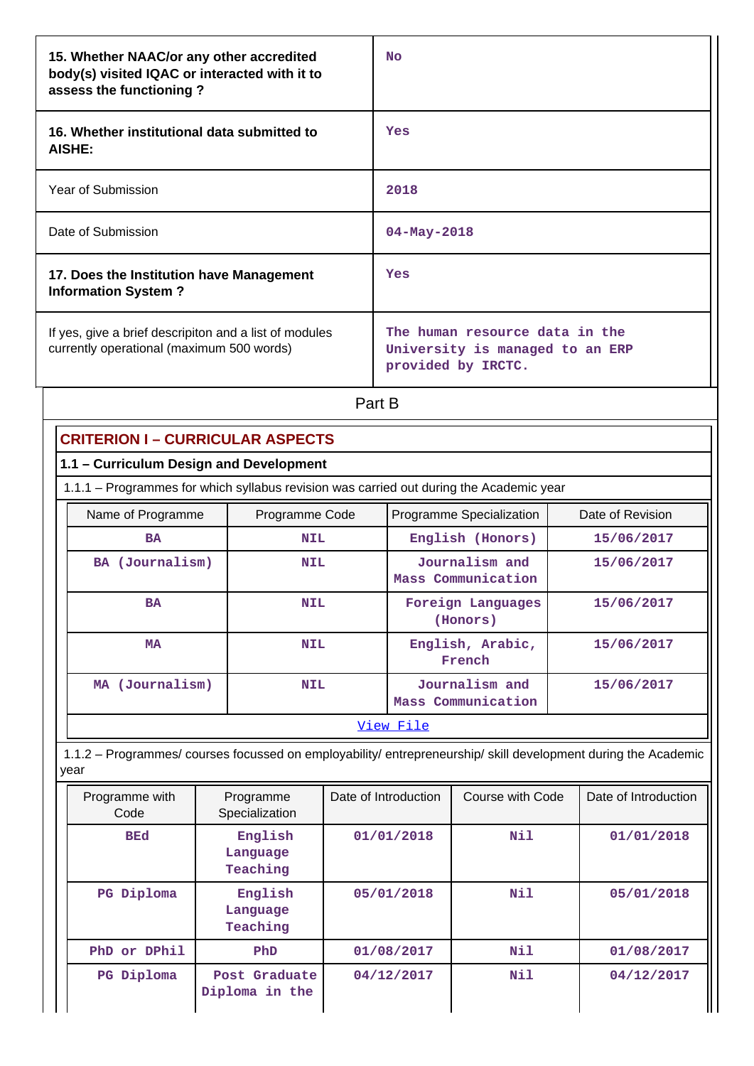| | |
|---|---|
| **15. Whether NAAC/or any other accredited body(s) visited IQAC or interacted with it to assess the functioning ?** | No |
| **16. Whether institutional data submitted to AISHE:** | Yes |
| Year of Submission | 2018 |
| Date of Submission | 04-May-2018 |
| **17. Does the Institution have Management Information System ?** | Yes |
| If yes, give a brief descripiton and a list of modules currently operational (maximum 500 words) | The human resource data in the University is managed to an ERP provided by IRCTC. |

Part B

## CRITERION I – CURRICULAR ASPECTS

### 1.1 – Curriculum Design and Development

1.1.1 – Programmes for which syllabus revision was carried out during the Academic year

| Name of Programme | Programme Code | Programme Specialization | Date of Revision |
|---|---|---|---|
| BA | NIL | English (Honors) | 15/06/2017 |
| BA (Journalism) | NIL | Journalism and Mass Communication | 15/06/2017 |
| BA | NIL | Foreign Languages (Honors) | 15/06/2017 |
| MA | NIL | English, Arabic, French | 15/06/2017 |
| MA (Journalism) | NIL | Journalism and Mass Communication | 15/06/2017 |

View File

1.1.2 – Programmes/ courses focussed on employability/ entrepreneurship/ skill development during the Academic year

| Programme with Code | Programme Specialization | Date of Introduction | Course with Code | Date of Introduction |
|---|---|---|---|---|
| BEd | English Language Teaching | 01/01/2018 | Nil | 01/01/2018 |
| PG Diploma | English Language Teaching | 05/01/2018 | Nil | 05/01/2018 |
| PhD or DPhil | PhD | 01/08/2017 | Nil | 01/08/2017 |
| PG Diploma | Post Graduate Diploma in the | 04/12/2017 | Nil | 04/12/2017 |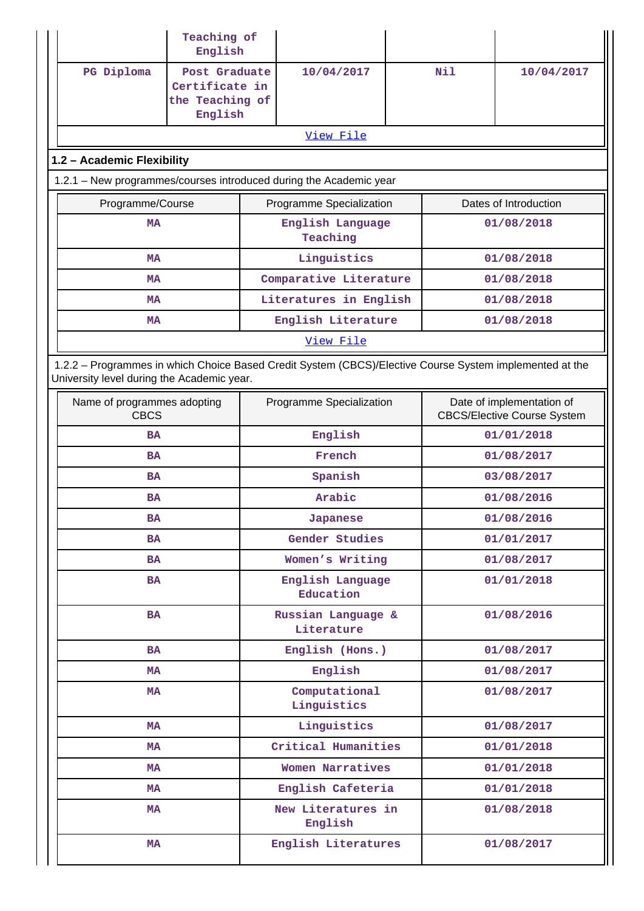| | Teaching of English | | | |
|---|---|---|---|---|
| PG Diploma | Post Graduate Certificate in the Teaching of English | 10/04/2017 | Nil | 10/04/2017 |
| View File | | | | |

## 1.2 – Academic Flexibility

1.2.1 – New programmes/courses introduced during the Academic year

| Programme/Course | Programme Specialization | Dates of Introduction |
|---|---|---|
| MA | English Language Teaching | 01/08/2018 |
| MA | Linguistics | 01/08/2018 |
| MA | Comparative Literature | 01/08/2018 |
| MA | Literatures in English | 01/08/2018 |
| MA | English Literature | 01/08/2018 |
| View File | | |

1.2.2 – Programmes in which Choice Based Credit System (CBCS)/Elective Course System implemented at the University level during the Academic year.

| Name of programmes adopting CBCS | Programme Specialization | Date of implementation of CBCS/Elective Course System |
|---|---|---|
| BA | English | 01/01/2018 |
| BA | French | 01/08/2017 |
| BA | Spanish | 03/08/2017 |
| BA | Arabic | 01/08/2016 |
| BA | Japanese | 01/08/2016 |
| BA | Gender Studies | 01/01/2017 |
| BA | Women's Writing | 01/08/2017 |
| BA | English Language Education | 01/01/2018 |
| BA | Russian Language & Literature | 01/08/2016 |
| BA | English (Hons.) | 01/08/2017 |
| MA | English | 01/08/2017 |
| MA | Computational Linguistics | 01/08/2017 |
| MA | Linguistics | 01/08/2017 |
| MA | Critical Humanities | 01/01/2018 |
| MA | Women Narratives | 01/01/2018 |
| MA | English Cafeteria | 01/01/2018 |
| MA | New Literatures in English | 01/08/2018 |
| MA | English Literatures | 01/08/2017 |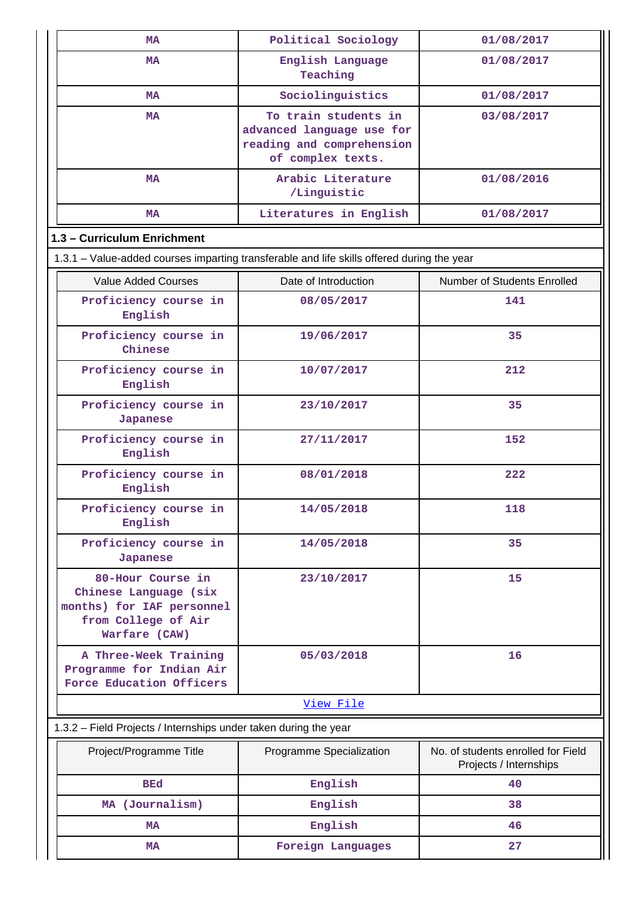| MA | Political Sociology | 01/08/2017 |
|---|---|---|
| MA | English Language Teaching | 01/08/2017 |
| MA | Sociolinguistics | 01/08/2017 |
| MA | To train students in advanced language use for reading and comprehension of complex texts. | 03/08/2017 |
| MA | Arabic Literature /Linguistic | 01/08/2016 |
| MA | Literatures in English | 01/08/2017 |

**1.3 – Curriculum Enrichment**

1.3.1 – Value-added courses imparting transferable and life skills offered during the year

| Value Added Courses | Date of Introduction | Number of Students Enrolled |
|---|---|---|
| Proficiency course in English | 08/05/2017 | 141 |
| Proficiency course in Chinese | 19/06/2017 | 35 |
| Proficiency course in English | 10/07/2017 | 212 |
| Proficiency course in Japanese | 23/10/2017 | 35 |
| Proficiency course in English | 27/11/2017 | 152 |
| Proficiency course in English | 08/01/2018 | 222 |
| Proficiency course in English | 14/05/2018 | 118 |
| Proficiency course in Japanese | 14/05/2018 | 35 |
| 80-Hour Course in Chinese Language (six months) for IAF personnel from College of Air Warfare (CAW) | 23/10/2017 | 15 |
| A Three-Week Training Programme for Indian Air Force Education Officers | 05/03/2018 | 16 |
| View File | | |

1.3.2 – Field Projects / Internships under taken during the year

| Project/Programme Title | Programme Specialization | No. of students enrolled for Field Projects / Internships |
|---|---|---|
| BEd | English | 40 |
| MA (Journalism) | English | 38 |
| MA | English | 46 |
| MA | Foreign Languages | 27 |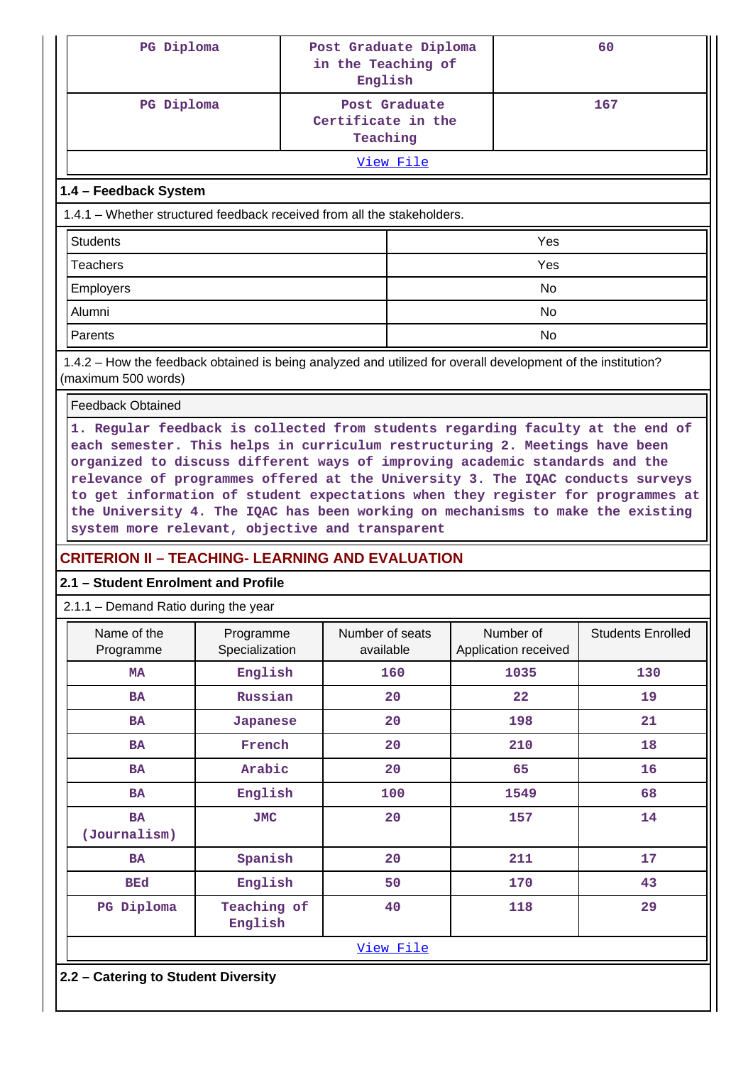| | | |
|---|---|---|
| PG Diploma | Post Graduate Diploma in the Teaching of English | 60 |
| PG Diploma | Post Graduate Certificate in the Teaching | 167 |
| View File | | |

### 1.4 – Feedback System

1.4.1 – Whether structured feedback received from all the stakeholders.

| | |
|---|---|
| Students | Yes |
| Teachers | Yes |
| Employers | No |
| Alumni | No |
| Parents | No |

1.4.2 – How the feedback obtained is being analyzed and utilized for overall development of the institution? (maximum 500 words)

| Feedback Obtained |
|---|
| 1. Regular feedback is collected from students regarding faculty at the end of each semester. This helps in curriculum restructuring 2. Meetings have been organized to discuss different ways of improving academic standards and the relevance of programmes offered at the University 3. The IQAC conducts surveys to get information of student expectations when they register for programmes at the University 4. The IQAC has been working on mechanisms to make the existing system more relevant, objective and transparent |

## CRITERION II – TEACHING- LEARNING AND EVALUATION

### 2.1 – Student Enrolment and Profile

2.1.1 – Demand Ratio during the year

| Name of the Programme | Programme Specialization | Number of seats available | Number of Application received | Students Enrolled |
|---|---|---|---|---|
| MA | English | 160 | 1035 | 130 |
| BA | Russian | 20 | 22 | 19 |
| BA | Japanese | 20 | 198 | 21 |
| BA | French | 20 | 210 | 18 |
| BA | Arabic | 20 | 65 | 16 |
| BA | English | 100 | 1549 | 68 |
| BA (Journalism) | JMC | 20 | 157 | 14 |
| BA | Spanish | 20 | 211 | 17 |
| BEd | English | 50 | 170 | 43 |
| PG Diploma | Teaching of English | 40 | 118 | 29 |
| View File | | | | |

### 2.2 – Catering to Student Diversity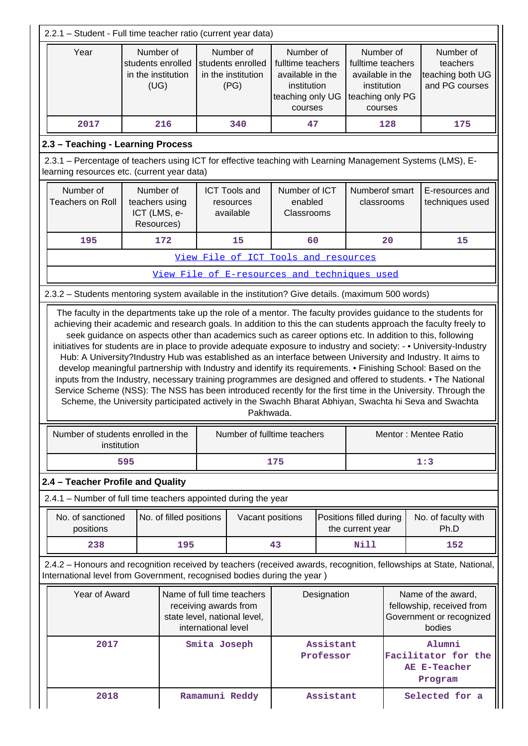2.2.1 – Student - Full time teacher ratio (current year data)

| Year | Number of students enrolled in the institution (UG) | Number of students enrolled in the institution (PG) | Number of fulltime teachers available in the institution teaching only UG courses | Number of fulltime teachers available in the institution teaching only PG courses | Number of teachers teaching both UG and PG courses |
|---|---|---|---|---|---|
| 2017 | 216 | 340 | 47 | 128 | 175 |

### 2.3 – Teaching - Learning Process

2.3.1 – Percentage of teachers using ICT for effective teaching with Learning Management Systems (LMS), E-learning resources etc. (current year data)

| Number of Teachers on Roll | Number of teachers using ICT (LMS, e-Resources) | ICT Tools and resources available | Number of ICT enabled Classrooms | Numberof smart classrooms | E-resources and techniques used |
|---|---|---|---|---|---|
| 195 | 172 | 15 | 60 | 20 | 15 |

View File of ICT Tools and resources

View File of E-resources and techniques used

2.3.2 – Students mentoring system available in the institution? Give details. (maximum 500 words)

The faculty in the departments take up the role of a mentor. The faculty provides guidance to the students for achieving their academic and research goals. In addition to this the can students approach the faculty freely to seek guidance on aspects other than academics such as career options etc. In addition to this, following initiatives for students are in place to provide adequate exposure to industry and society: - • University-Industry Hub: A University?Industry Hub was established as an interface between University and Industry. It aims to develop meaningful partnership with Industry and identify its requirements. • Finishing School: Based on the inputs from the Industry, necessary training programmes are designed and offered to students. • The National Service Scheme (NSS): The NSS has been introduced recently for the first time in the University. Through the Scheme, the University participated actively in the Swachh Bharat Abhiyan, Swachta hi Seva and Swachta Pakhwada.

| Number of students enrolled in the institution | Number of fulltime teachers | Mentor : Mentee Ratio |
|---|---|---|
| 595 | 175 | 1:3 |

### 2.4 – Teacher Profile and Quality

2.4.1 – Number of full time teachers appointed during the year

| No. of sanctioned positions | No. of filled positions | Vacant positions | Positions filled during the current year | No. of faculty with Ph.D |
|---|---|---|---|---|
| 238 | 195 | 43 | Nill | 152 |

2.4.2 – Honours and recognition received by teachers (received awards, recognition, fellowships at State, National, International level from Government, recognised bodies during the year )

| Year of Award | Name of full time teachers receiving awards from state level, national level, international level | Designation | Name of the award, fellowship, received from Government or recognized bodies |
|---|---|---|---|
| 2017 | Smita Joseph | Assistant Professor | Alumni Facilitator for the AE E-Teacher Program |
| 2018 | Ramamuni Reddy | Assistant | Selected for a |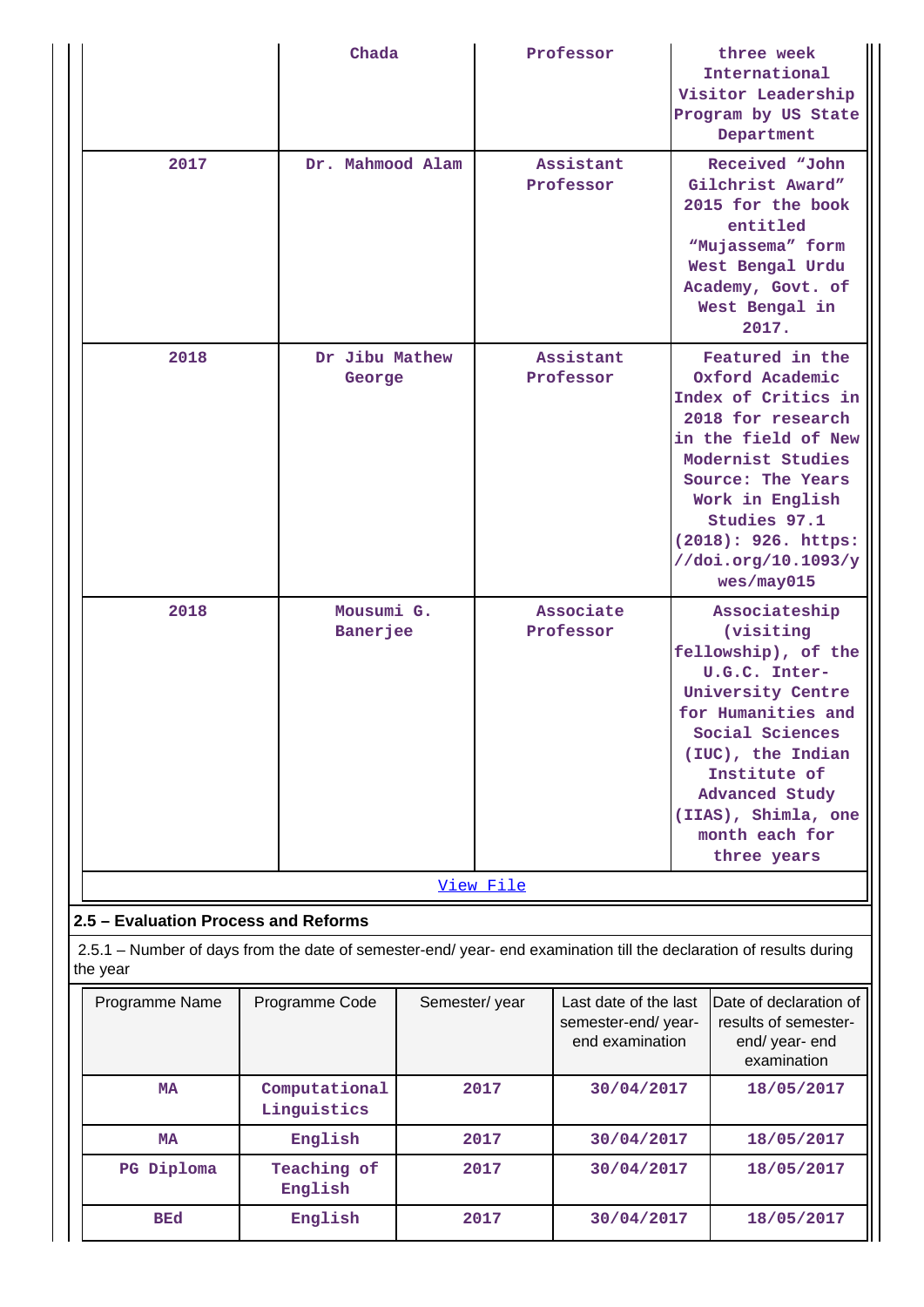| | Chada | Professor | three week International Visitor Leadership Program by US State Department |
|---|---|---|---|
| 2017 | Dr. Mahmood Alam | Assistant Professor | Received “John Gilchrist Award” 2015 for the book entitled “Mujassema” form West Bengal Urdu Academy, Govt. of West Bengal in 2017. |
| 2018 | Dr Jibu Mathew George | Assistant Professor | Featured in the Oxford Academic Index of Critics in 2018 for research in the field of New Modernist Studies Source: The Years Work in English Studies 97.1 (2018): 926. https://doi.org/10.1093/ywes/may015 |
| 2018 | Mousumi G. Banerjee | Associate Professor | Associateship (visiting fellowship), of the U.G.C. Inter-University Centre for Humanities and Social Sciences (IUC), the Indian Institute of Advanced Study (IIAS), Shimla, one month each for three years |

[View File]()

## 2.5 – Evaluation Process and Reforms

2.5.1 – Number of days from the date of semester-end/ year- end examination till the declaration of results during the year

| Programme Name | Programme Code | Semester/ year | Last date of the last semester-end/ year- end examination | Date of declaration of results of semester- end/ year- end examination |
|---|---|---|---|---|
| MA | Computational Linguistics | 2017 | 30/04/2017 | 18/05/2017 |
| MA | English | 2017 | 30/04/2017 | 18/05/2017 |
| PG Diploma | Teaching of English | 2017 | 30/04/2017 | 18/05/2017 |
| BEd | English | 2017 | 30/04/2017 | 18/05/2017 |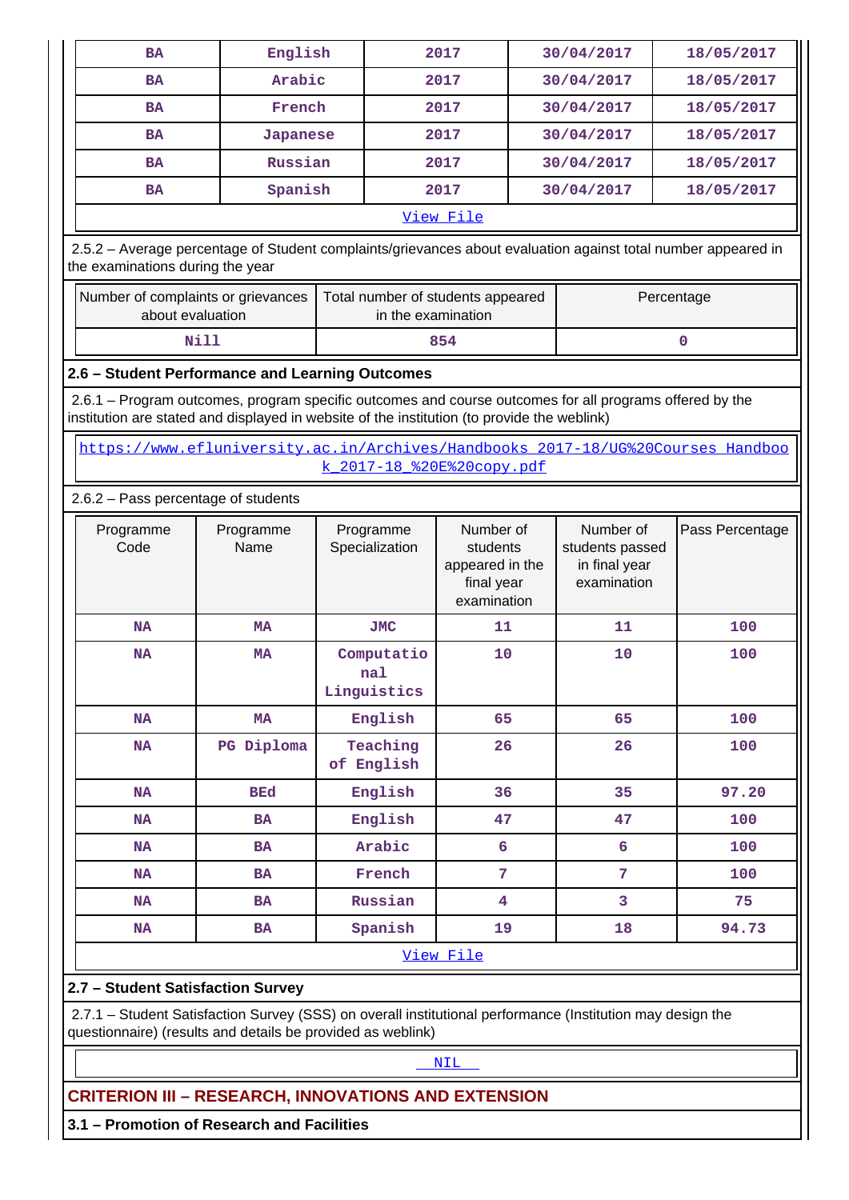| BA | English | 2017 | 30/04/2017 | 18/05/2017 |
|---|---|---|---|---|
| BA | Arabic | 2017 | 30/04/2017 | 18/05/2017 |
| BA | French | 2017 | 30/04/2017 | 18/05/2017 |
| BA | Japanese | 2017 | 30/04/2017 | 18/05/2017 |
| BA | Russian | 2017 | 30/04/2017 | 18/05/2017 |
| BA | Spanish | 2017 | 30/04/2017 | 18/05/2017 |

View File

2.5.2 – Average percentage of Student complaints/grievances about evaluation against total number appeared in the examinations during the year

| Number of complaints or grievances about evaluation | Total number of students appeared in the examination | Percentage |
|---|---|---|
| Nill | 854 | 0 |

## 2.6 – Student Performance and Learning Outcomes

2.6.1 – Program outcomes, program specific outcomes and course outcomes for all programs offered by the institution are stated and displayed in website of the institution (to provide the weblink)

https://www.efluniversity.ac.in/Archives/Handbooks_2017-18/UG%20Courses_Handbook_2017-18_%20E%20copy.pdf

2.6.2 – Pass percentage of students

| Programme Code | Programme Name | Programme Specialization | Number of students appeared in the final year examination | Number of students passed in final year examination | Pass Percentage |
|---|---|---|---|---|---|
| NA | MA | JMC | 11 | 11 | 100 |
| NA | MA | Computational Linguistics | 10 | 10 | 100 |
| NA | MA | English | 65 | 65 | 100 |
| NA | PG Diploma | Teaching of English | 26 | 26 | 100 |
| NA | BEd | English | 36 | 35 | 97.20 |
| NA | BA | English | 47 | 47 | 100 |
| NA | BA | Arabic | 6 | 6 | 100 |
| NA | BA | French | 7 | 7 | 100 |
| NA | BA | Russian | 4 | 3 | 75 |
| NA | BA | Spanish | 19 | 18 | 94.73 |

View File

## 2.7 – Student Satisfaction Survey

2.7.1 – Student Satisfaction Survey (SSS) on overall institutional performance (Institution may design the questionnaire) (results and details be provided as weblink)

NIL

# CRITERION III – RESEARCH, INNOVATIONS AND EXTENSION

## 3.1 – Promotion of Research and Facilities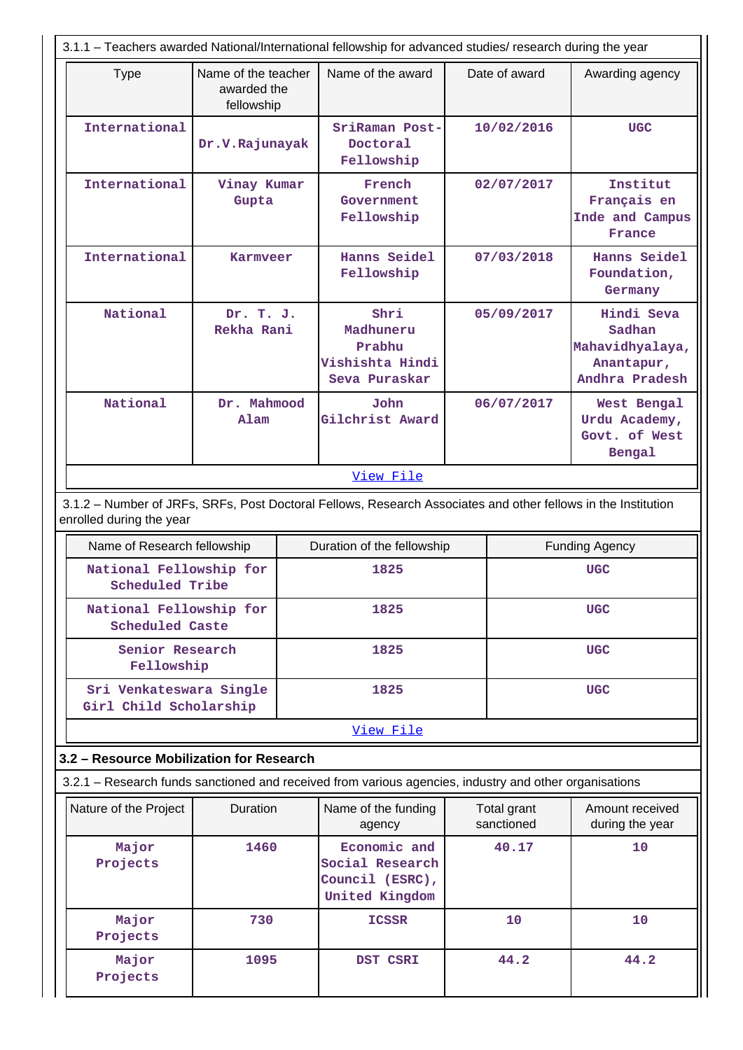3.1.1 – Teachers awarded National/International fellowship for advanced studies/ research during the year

| Type | Name of the teacher awarded the fellowship | Name of the award | Date of award | Awarding agency |
|---|---|---|---|---|
| International | Dr.V.Rajunayak | SriRaman Post-Doctoral Fellowship | 10/02/2016 | UGC |
| International | Vinay Kumar Gupta | French Government Fellowship | 02/07/2017 | Institut Français en Inde and Campus France |
| International | Karmveer | Hanns Seidel Fellowship | 07/03/2018 | Hanns Seidel Foundation, Germany |
| National | Dr. T. J. Rekha Rani | Shri Madhuneru Prabhu Vishishta Hindi Seva Puraskar | 05/09/2017 | Hindi Seva Sadhan Mahavidhyalaya, Anantapur, Andhra Pradesh |
| National | Dr. Mahmood Alam | John Gilchrist Award | 06/07/2017 | West Bengal Urdu Academy, Govt. of West Bengal |

View File

3.1.2 – Number of JRFs, SRFs, Post Doctoral Fellows, Research Associates and other fellows in the Institution enrolled during the year

| Name of Research fellowship | Duration of the fellowship | Funding Agency |
|---|---|---|
| National Fellowship for Scheduled Tribe | 1825 | UGC |
| National Fellowship for Scheduled Caste | 1825 | UGC |
| Senior Research Fellowship | 1825 | UGC |
| Sri Venkateswara Single Girl Child Scholarship | 1825 | UGC |

View File

### 3.2 – Resource Mobilization for Research

3.2.1 – Research funds sanctioned and received from various agencies, industry and other organisations

| Nature of the Project | Duration | Name of the funding agency | Total grant sanctioned | Amount received during the year |
|---|---|---|---|---|
| Major Projects | 1460 | Economic and Social Research Council (ESRC), United Kingdom | 40.17 | 10 |
| Major Projects | 730 | ICSSR | 10 | 10 |
| Major Projects | 1095 | DST CSRI | 44.2 | 44.2 |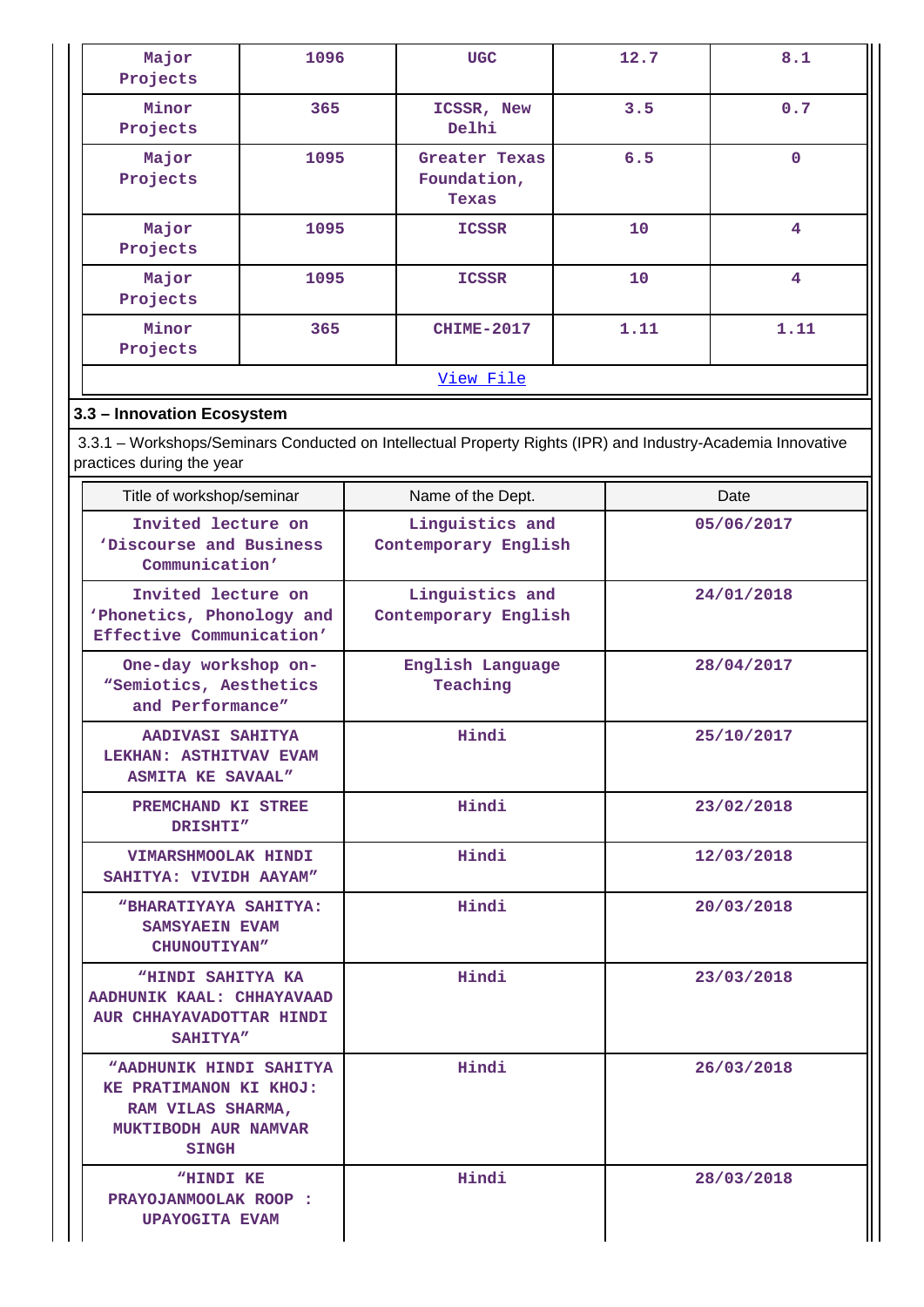| Major Projects | 1096 | UGC | 12.7 | 8.1 |
|---|---|---|---|---|
| Minor Projects | 365 | ICSSR, New Delhi | 3.5 | 0.7 |
| Major Projects | 1095 | Greater Texas Foundation, Texas | 6.5 | 0 |
| Major Projects | 1095 | ICSSR | 10 | 4 |
| Major Projects | 1095 | ICSSR | 10 | 4 |
| Minor Projects | 365 | CHIME-2017 | 1.11 | 1.11 |

View File

### 3.3 – Innovation Ecosystem

3.3.1 – Workshops/Seminars Conducted on Intellectual Property Rights (IPR) and Industry-Academia Innovative practices during the year

| Title of workshop/seminar | Name of the Dept. | Date |
|---|---|---|
| Invited lecture on 'Discourse and Business Communication' | Linguistics and Contemporary English | 05/06/2017 |
| Invited lecture on 'Phonetics, Phonology and Effective Communication' | Linguistics and Contemporary English | 24/01/2018 |
| One-day workshop on- "Semiotics, Aesthetics and Performance" | English Language Teaching | 28/04/2017 |
| AADIVASI SAHITYA LEKHAN: ASTHITVAV EVAM ASMITA KE SAVAAL" | Hindi | 25/10/2017 |
| PREMCHAND KI STREE DRISHTI" | Hindi | 23/02/2018 |
| VIMARSHMOOLAK HINDI SAHITYA: VIVIDH AAYAM" | Hindi | 12/03/2018 |
| "BHARATIYAYA SAHITYA: SAMSYAEIN EVAM CHUNOUTIYAN" | Hindi | 20/03/2018 |
| "HINDI SAHITYA KA AADHUNIK KAAL: CHHAYAVAAD AUR CHHAYAVADOTTAR HINDI SAHITYA" | Hindi | 23/03/2018 |
| "AADHUNIK HINDI SAHITYA KE PRATIMANON KI KHOJ: RAM VILAS SHARMA, MUKTIBODH AUR NAMVAR SINGH | Hindi | 26/03/2018 |
| "HINDI KE PRAYOJANMOOLAK ROOP : UPAYOGITA EVAM | Hindi | 28/03/2018 |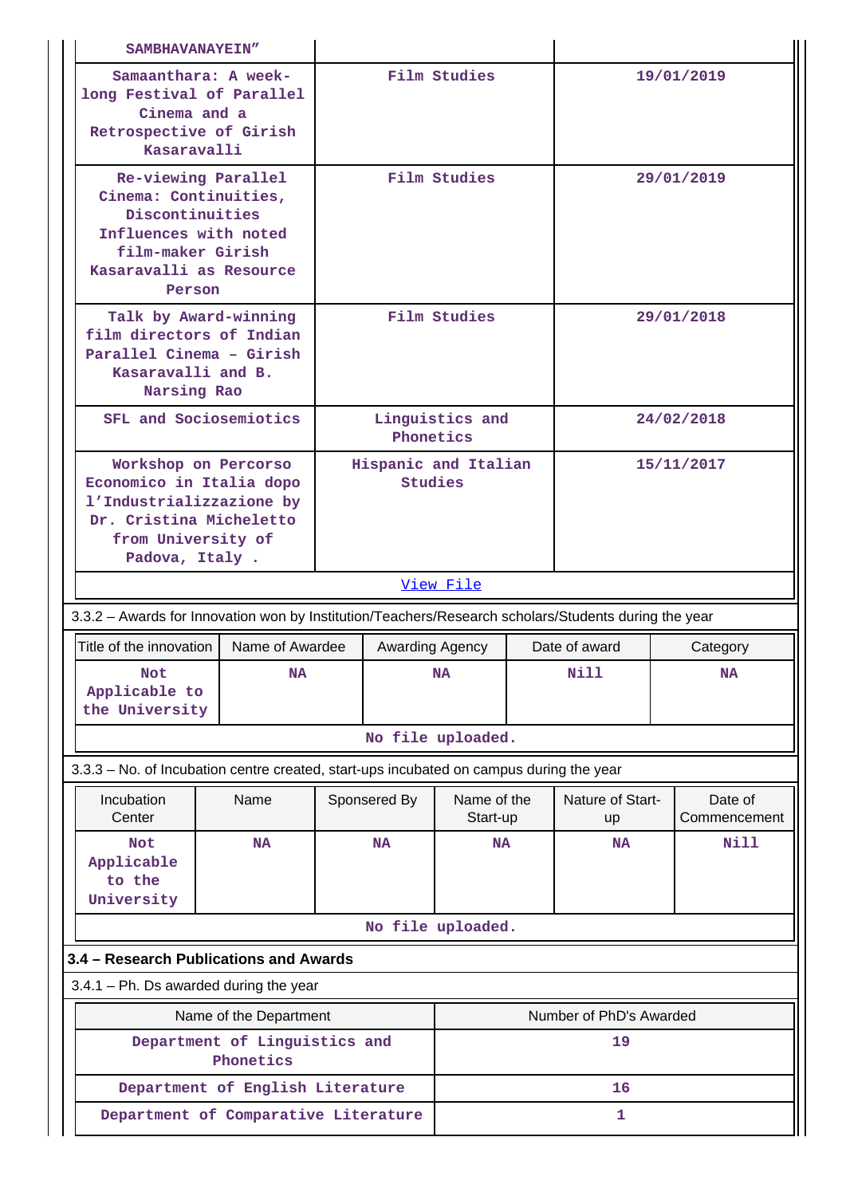| | | |
|---|---|---|
| SAMBHAVANAYEIN" | | |
| Samaanthara: A week-long Festival of Parallel Cinema and a Retrospective of Girish Kasaravalli | Film Studies | 19/01/2019 |
| Re-viewing Parallel Cinema: Continuities, Discontinuities Influences with noted film-maker Girish Kasaravalli as Resource Person | Film Studies | 29/01/2019 |
| Talk by Award-winning film directors of Indian Parallel Cinema – Girish Kasaravalli and B. Narsing Rao | Film Studies | 29/01/2018 |
| SFL and Sociosemiotics | Linguistics and Phonetics | 24/02/2018 |
| Workshop on Percorso Economico in Italia dopo l'Industrializzazione by Dr. Cristina Micheletto from University of Padova, Italy . | Hispanic and Italian Studies | 15/11/2017 |

View File

3.3.2 – Awards for Innovation won by Institution/Teachers/Research scholars/Students during the year

| Title of the innovation | Name of Awardee | Awarding Agency | Date of award | Category |
|---|---|---|---|---|
| Not Applicable to the University | NA | NA | Nill | NA |

No file uploaded.

3.3.3 – No. of Incubation centre created, start-ups incubated on campus during the year

| Incubation Center | Name | Sponsered By | Name of the Start-up | Nature of Start-up | Date of Commencement |
|---|---|---|---|---|---|
| Not Applicable to the University | NA | NA | NA | NA | Nill |

No file uploaded.

**3.4 – Research Publications and Awards**

3.4.1 – Ph. Ds awarded during the year

| Name of the Department | Number of PhD's Awarded |
|---|---|
| Department of Linguistics and Phonetics | 19 |
| Department of English Literature | 16 |
| Department of Comparative Literature | 1 |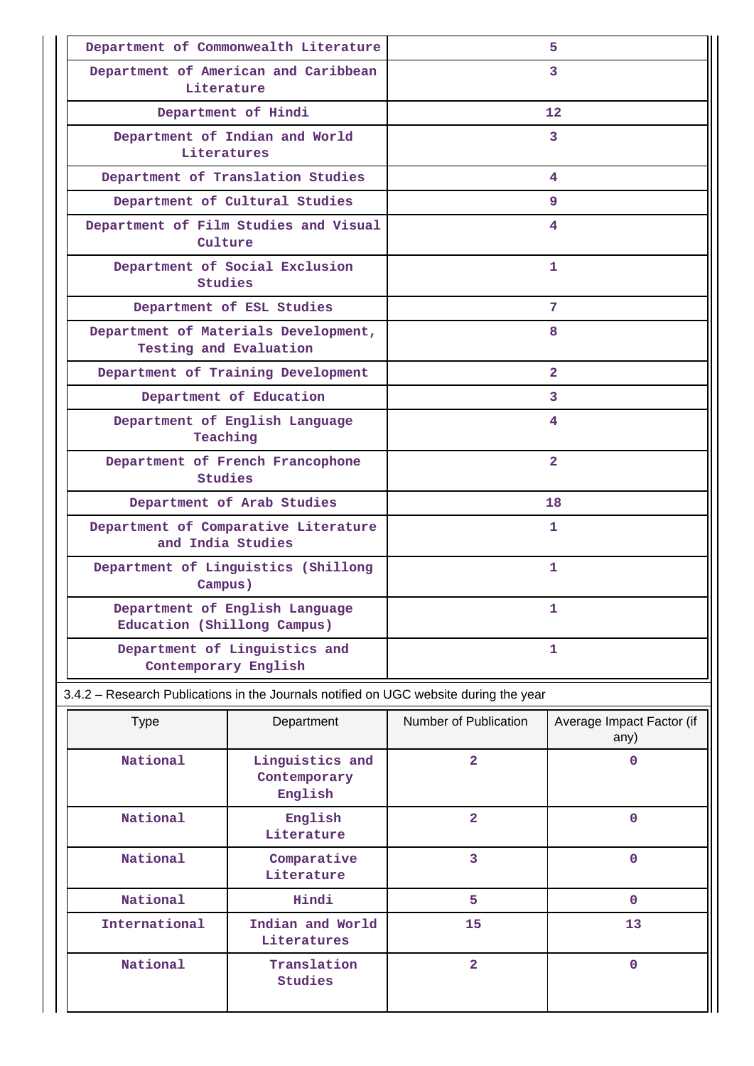| Department of Commonwealth Literature | 5 |
|---|---|
| Department of American and Caribbean Literature | 3 |
| Department of Hindi | 12 |
| Department of Indian and World Literatures | 3 |
| Department of Translation Studies | 4 |
| Department of Cultural Studies | 9 |
| Department of Film Studies and Visual Culture | 4 |
| Department of Social Exclusion Studies | 1 |
| Department of ESL Studies | 7 |
| Department of Materials Development, Testing and Evaluation | 8 |
| Department of Training Development | 2 |
| Department of Education | 3 |
| Department of English Language Teaching | 4 |
| Department of French Francophone Studies | 2 |
| Department of Arab Studies | 18 |
| Department of Comparative Literature and India Studies | 1 |
| Department of Linguistics (Shillong Campus) | 1 |
| Department of English Language Education (Shillong Campus) | 1 |
| Department of Linguistics and Contemporary English | 1 |

3.4.2 – Research Publications in the Journals notified on UGC website during the year

| Type | Department | Number of Publication | Average Impact Factor (if any) |
|---|---|---|---|
| National | Linguistics and Contemporary English | 2 | 0 |
| National | English Literature | 2 | 0 |
| National | Comparative Literature | 3 | 0 |
| National | Hindi | 5 | 0 |
| International | Indian and World Literatures | 15 | 13 |
| National | Translation Studies | 2 | 0 |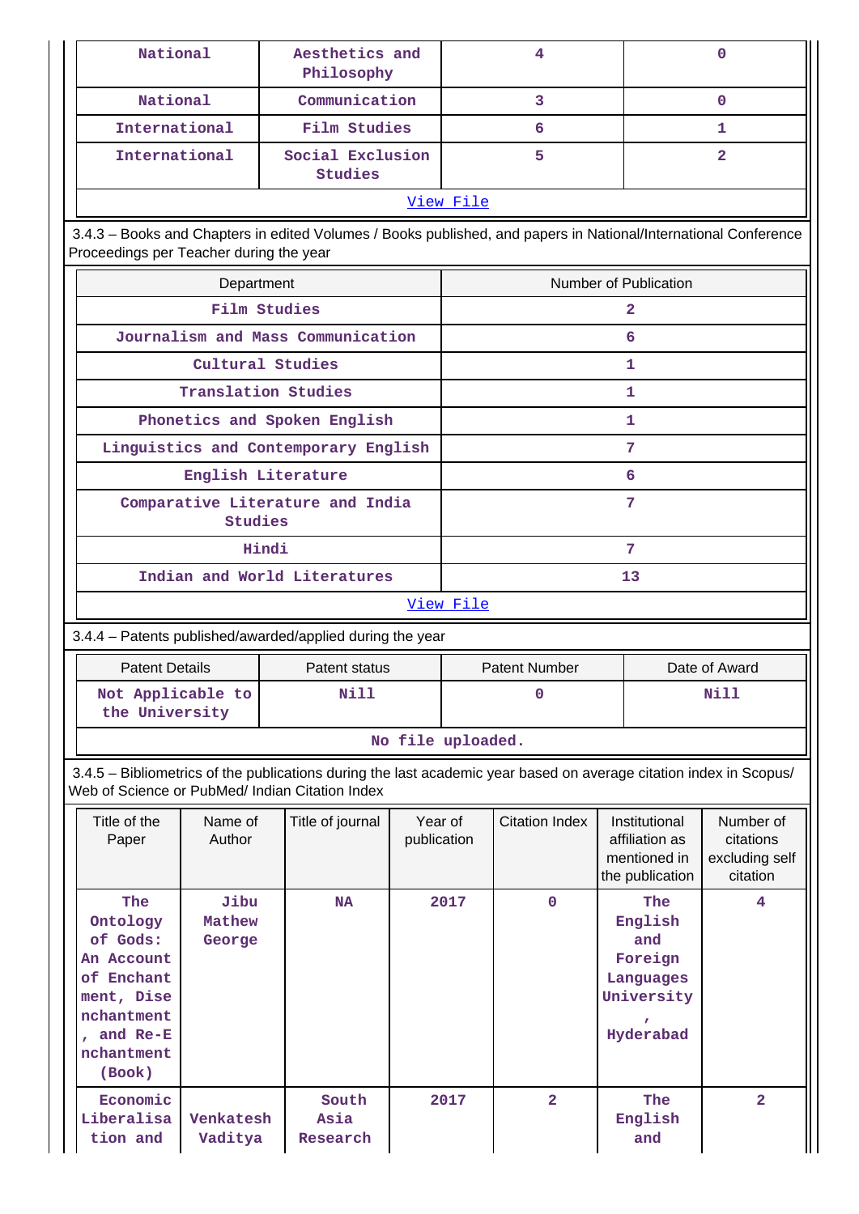| National | Aesthetics and Philosophy | 4 | 0 |
|---|---|---|---|
| National | Communication | 3 | 0 |
| International | Film Studies | 6 | 1 |
| International | Social Exclusion Studies | 5 | 2 |
| [View File](#) | | | |

3.4.3 – Books and Chapters in edited Volumes / Books published, and papers in National/International Conference Proceedings per Teacher during the year

| Department | Number of Publication |
|---|---|
| Film Studies | 2 |
| Journalism and Mass Communication | 6 |
| Cultural Studies | 1 |
| Translation Studies | 1 |
| Phonetics and Spoken English | 1 |
| Linguistics and Contemporary English | 7 |
| English Literature | 6 |
| Comparative Literature and India Studies | 7 |
| Hindi | 7 |
| Indian and World Literatures | 13 |
| [View File](#) | |

3.4.4 – Patents published/awarded/applied during the year

| Patent Details | Patent status | Patent Number | Date of Award |
|---|---|---|---|
| Not Applicable to the University | Nill | 0 | Nill |
| No file uploaded. | | | |

3.4.5 – Bibliometrics of the publications during the last academic year based on average citation index in Scopus/ Web of Science or PubMed/ Indian Citation Index

| Title of the Paper | Name of Author | Title of journal | Year of publication | Citation Index | Institutional affiliation as mentioned in the publication | Number of citations excluding self citation |
|---|---|---|---|---|---|---|
| The Ontology of Gods: An Account of Enchantment, Disenchantment, and Re-Enchantment (Book) | Jibu Mathew George | NA | 2017 | 0 | The English and Foreign Languages University, Hyderabad | 4 |
| Economic Liberalisation and | Venkatesh Vaditya | South Asia Research | 2017 | 2 | The English and | 2 |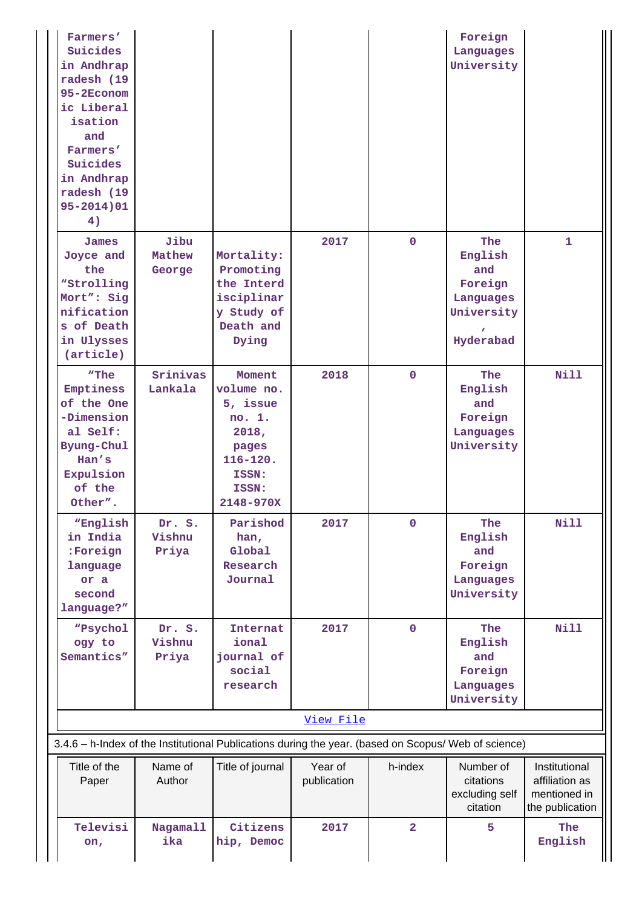| | | | | | | |
|---|---|---|---|---|---|---|
| Farmers' Suicides in Andhrapradesh (1995-2Economic Liberalisation and Farmers' Suicides in Andhrapradesh (1995-2014)014) | | | | | Foreign Languages University | |
| James Joyce and the "Strolling Mort": Significations of Death in Ulysses (article) | Jibu Mathew George | Mortality: Promoting the Interdisciplinary Study of Death and Dying | 2017 | 0 | The English and Foreign Languages University , Hyderabad | 1 |
| "The Emptiness of the One-Dimensional Self: Byung-Chul Han's Expulsion of the Other". | Srinivas Lankala | Moment volume no. 5, issue no. 1. 2018, pages 116-120. ISSN: ISSN: 2148-970X | 2018 | 0 | The English and Foreign Languages University | Nill |
| "English in India :Foreign language or a second language?" | Dr. S. Vishnu Priya | Parishodhan, Global Research Journal | 2017 | 0 | The English and Foreign Languages University | Nill |
| "Psychology to Semantics" | Dr. S. Vishnu Priya | International journal of social research | 2017 | 0 | The English and Foreign Languages University | Nill |

[View File]

3.4.6 – h-Index of the Institutional Publications during the year. (based on Scopus/ Web of science)

| Title of the Paper | Name of Author | Title of journal | Year of publication | h-index | Number of citations excluding self citation | Institutional affiliation as mentioned in the publication |
|---|---|---|---|---|---|---|
| Television, | Nagamallika | Citizenship, Democ | 2017 | 2 | 5 | The English |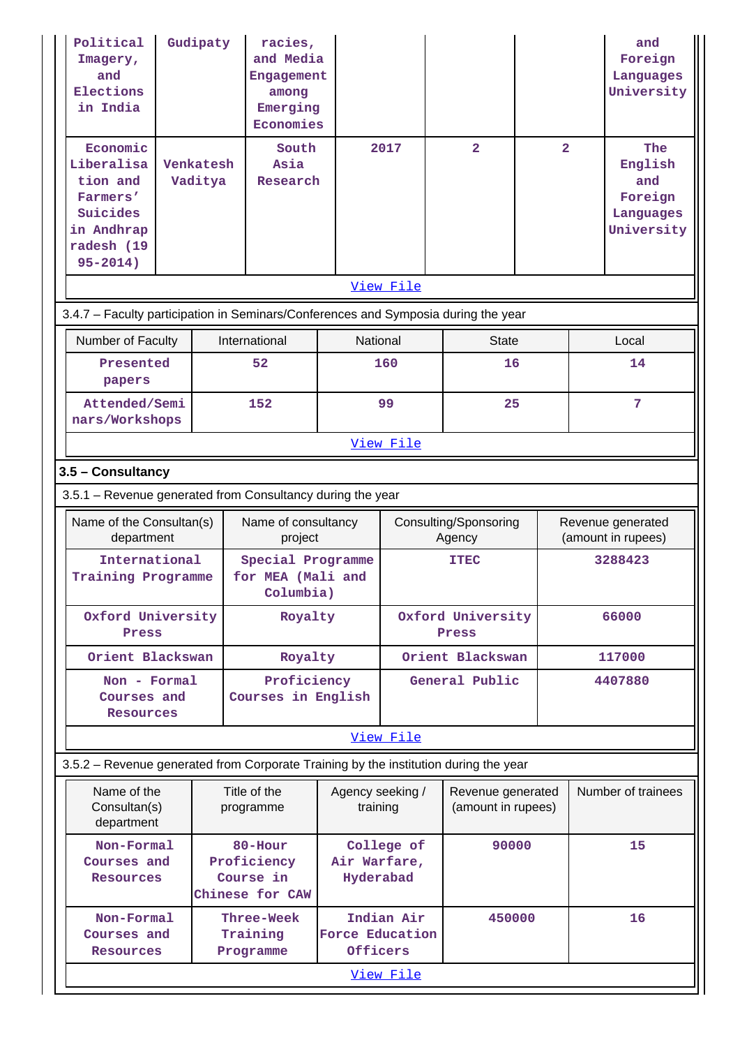| Political Imagery, and Elections in India | Gudipaty | racies, and Media Engagement among Emerging Economies | | | | and Foreign Languages University |
|---|---|---|---|---|---|---|
| Economic Liberalisation and Farmers' Suicides in Andhrapradesh (1995-2014) | Venkatesh Vaditya | South Asia Research | 2017 | 2 | 2 | The English and Foreign Languages University |

View File

3.4.7 – Faculty participation in Seminars/Conferences and Symposia during the year

| Number of Faculty | International | National | State | Local |
|---|---|---|---|---|
| Presented papers | 52 | 160 | 16 | 14 |
| Attended/Seminars/Workshops | 152 | 99 | 25 | 7 |

View File

### 3.5 – Consultancy

3.5.1 – Revenue generated from Consultancy during the year

| Name of the Consultan(s) department | Name of consultancy project | Consulting/Sponsoring Agency | Revenue generated (amount in rupees) |
|---|---|---|---|
| International Training Programme | Special Programme for MEA (Mali and Columbia) | ITEC | 3288423 |
| Oxford University Press | Royalty | Oxford University Press | 66000 |
| Orient Blackswan | Royalty | Orient Blackswan | 117000 |
| Non - Formal Courses and Resources | Proficiency Courses in English | General Public | 4407880 |

View File

3.5.2 – Revenue generated from Corporate Training by the institution during the year

| Name of the Consultan(s) department | Title of the programme | Agency seeking / training | Revenue generated (amount in rupees) | Number of trainees |
|---|---|---|---|---|
| Non-Formal Courses and Resources | 80-Hour Proficiency Course in Chinese for CAW | College of Air Warfare, Hyderabad | 90000 | 15 |
| Non-Formal Courses and Resources | Three-Week Training Programme | Indian Air Force Education Officers | 450000 | 16 |

View File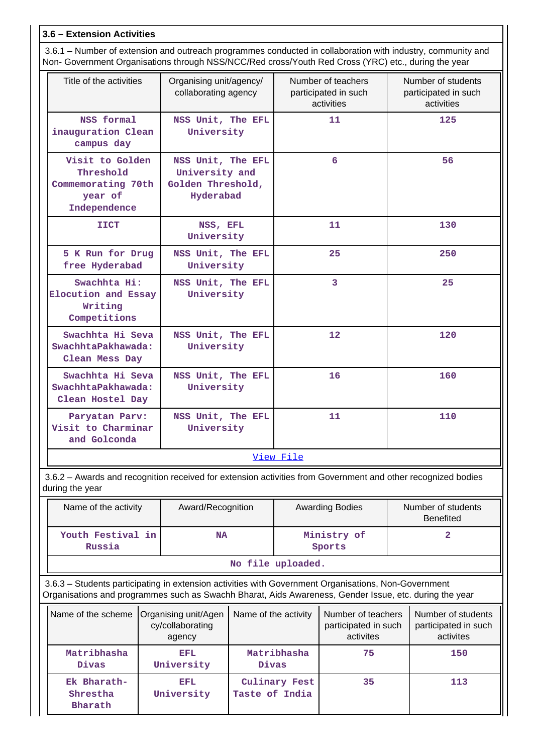### 3.6 – Extension Activities

3.6.1 – Number of extension and outreach programmes conducted in collaboration with industry, community and Non- Government Organisations through NSS/NCC/Red cross/Youth Red Cross (YRC) etc., during the year

| Title of the activities | Organising unit/agency/ collaborating agency | Number of teachers participated in such activities | Number of students participated in such activities |
|---|---|---|---|
| NSS formal inauguration Clean campus day | NSS Unit, The EFL University | 11 | 125 |
| Visit to Golden Threshold Commemorating 70th year of Independence | NSS Unit, The EFL University and Golden Threshold, Hyderabad | 6 | 56 |
| IICT | NSS, EFL University | 11 | 130 |
| 5 K Run for Drug free Hyderabad | NSS Unit, The EFL University | 25 | 250 |
| Swachhta Hi: Elocution and Essay Writing Competitions | NSS Unit, The EFL University | 3 | 25 |
| Swachhta Hi Seva SwachhtaPakhawada: Clean Mess Day | NSS Unit, The EFL University | 12 | 120 |
| Swachhta Hi Seva SwachhtaPakhawada: Clean Hostel Day | NSS Unit, The EFL University | 16 | 160 |
| Paryatan Parv: Visit to Charminar and Golconda | NSS Unit, The EFL University | 11 | 110 |

View File

3.6.2 – Awards and recognition received for extension activities from Government and other recognized bodies during the year

| Name of the activity | Award/Recognition | Awarding Bodies | Number of students Benefited |
|---|---|---|---|
| Youth Festival in Russia | NA | Ministry of Sports | 2 |

No file uploaded.

3.6.3 – Students participating in extension activities with Government Organisations, Non-Government Organisations and programmes such as Swachh Bharat, Aids Awareness, Gender Issue, etc. during the year

| Name of the scheme | Organising unit/Agency/collaborating agency | Name of the activity | Number of teachers participated in such activites | Number of students participated in such activites |
|---|---|---|---|---|
| Matribhasha Divas | EFL University | Matribhasha Divas | 75 | 150 |
| Ek Bharath-Shrestha Bharath | EFL University | Culinary Fest Taste of India | 35 | 113 |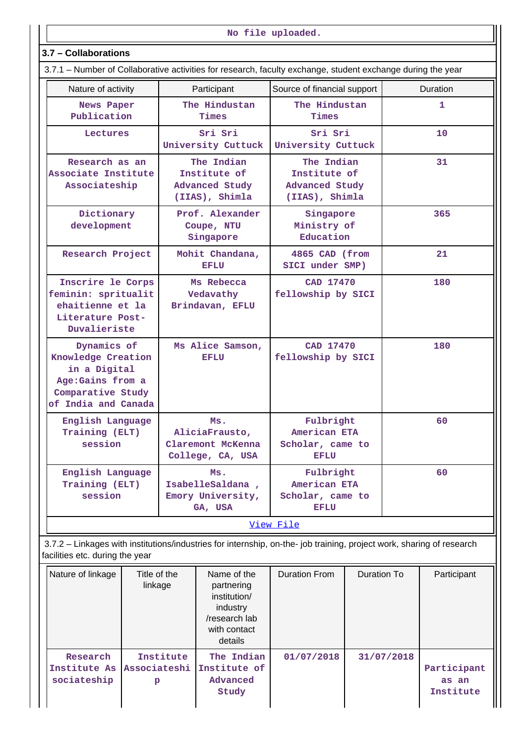No file uploaded.

## 3.7 – Collaborations

3.7.1 – Number of Collaborative activities for research, faculty exchange, student exchange during the year

| Nature of activity | Participant | Source of financial support | Duration |
|---|---|---|---|
| News Paper Publication | The Hindustan Times | The Hindustan Times | 1 |
| Lectures | Sri Sri University Cuttuck | Sri Sri University Cuttuck | 10 |
| Research as an Associate Institute Associateship | The Indian Institute of Advanced Study (IIAS), Shimla | The Indian Institute of Advanced Study (IIAS), Shimla | 31 |
| Dictionary development | Prof. Alexander Coupe, NTU Singapore | Singapore Ministry of Education | 365 |
| Research Project | Mohit Chandana, EFLU | 4865 CAD (from SICI under SMP) | 21 |
| Inscrire le Corps feminin: sprituālit ehaitienne et la Literature Post-Duvalieriste | Ms Rebecca Vedavathy Brindavan, EFLU | CAD 17470 fellowship by SICI | 180 |
| Dynamics of Knowledge Creation in a Digital Age:Gains from a Comparative Study of India and Canada | Ms Alice Samson, EFLU | CAD 17470 fellowship by SICI | 180 |
| English Language Training (ELT) session | Ms. AliciaFrausto, Claremont McKenna College, CA, USA | Fulbright American ETA Scholar, came to EFLU | 60 |
| English Language Training (ELT) session | Ms. IsabelleSaldana , Emory University, GA, USA | Fulbright American ETA Scholar, came to EFLU | 60 |

[View File]

3.7.2 – Linkages with institutions/industries for internship, on-the- job training, project work, sharing of research facilities etc. during the year

| Nature of linkage | Title of the linkage | Name of the partnering institution/ industry /research lab with contact details | Duration From | Duration To | Participant |
|---|---|---|---|---|---|
| Research Institute As sociateship | Institute Associateship | The Indian Institute of Advanced Study | 01/07/2018 | 31/07/2018 | Participant as an Institute |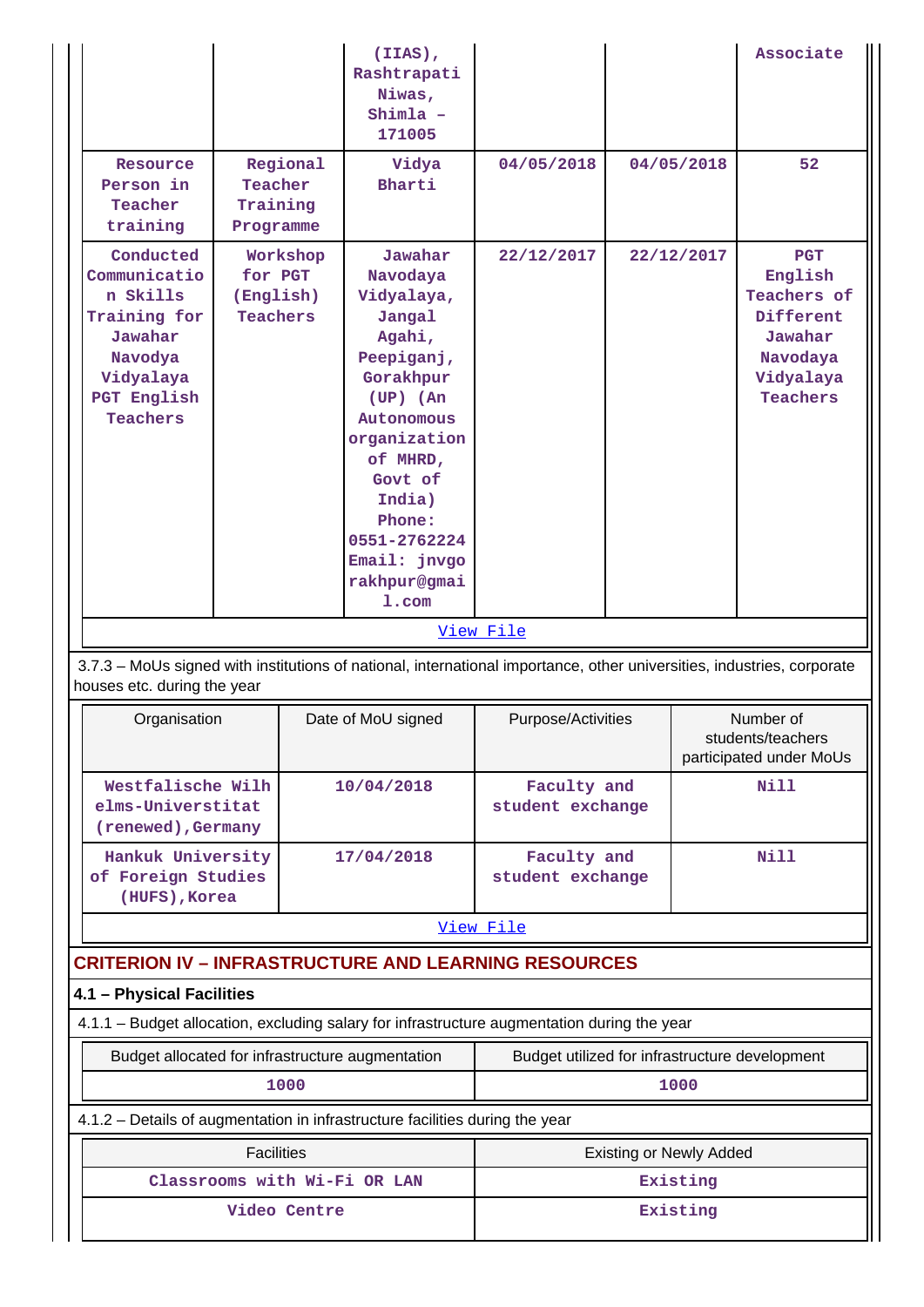| | | (IIAS), Rashtrapati Niwas, Shimla – 171005 | | | Associate |
|---|---|---|---|---|---|
| Resource Person in Teacher training | Regional Teacher Training Programme | Vidya Bharti | 04/05/2018 | 04/05/2018 | 52 |
| Conducted Communication Skills Training for Jawahar Navodya Vidyalaya PGT English Teachers | Workshop for PGT (English) Teachers | Jawahar Navodaya Vidyalaya, Jangal Agahi, Peepiganj, Gorakhpur (UP) (An Autonomous organization of MHRD, Govt of India) Phone: 0551-2762224 Email: jnvgorakhpur@gmail.com | 22/12/2017 | 22/12/2017 | PGT English Teachers of Different Jawahar Navodaya Vidyalaya Teachers |
| View File | | | | | |

3.7.3 – MoUs signed with institutions of national, international importance, other universities, industries, corporate houses etc. during the year

| Organisation | Date of MoU signed | Purpose/Activities | Number of students/teachers participated under MoUs |
|---|---|---|---|
| Westfalische Wilhelms-Universtitat (renewed),Germany | 10/04/2018 | Faculty and student exchange | Nill |
| Hankuk University of Foreign Studies (HUFS),Korea | 17/04/2018 | Faculty and student exchange | Nill |
| View File | | | |

## CRITERION IV – INFRASTRUCTURE AND LEARNING RESOURCES

### 4.1 – Physical Facilities

4.1.1 – Budget allocation, excluding salary for infrastructure augmentation during the year

| Budget allocated for infrastructure augmentation | Budget utilized for infrastructure development |
|---|---|
| 1000 | 1000 |

4.1.2 – Details of augmentation in infrastructure facilities during the year

| Facilities | Existing or Newly Added |
|---|---|
| Classrooms with Wi-Fi OR LAN | Existing |
| Video Centre | Existing |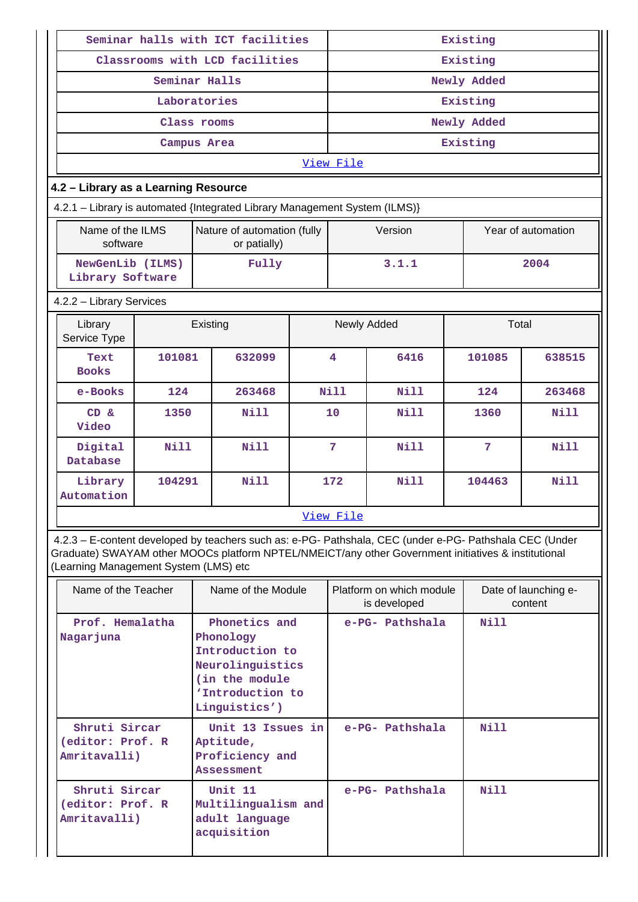| Seminar halls with ICT facilities | Existing |
|---|---|
| Classrooms with LCD facilities | Existing |
| Seminar Halls | Newly Added |
| Laboratories | Existing |
| Class rooms | Newly Added |
| Campus Area | Existing |
| View File | |

### 4.2 – Library as a Learning Resource

4.2.1 – Library is automated {Integrated Library Management System (ILMS)}

| Name of the ILMS software | Nature of automation (fully or patially) | Version | Year of automation |
|---|---|---|---|
| NewGenLib (ILMS) Library Software | Fully | 3.1.1 | 2004 |

4.2.2 – Library Services

| Library Service Type | Existing | | Newly Added | | Total | |
|---|---|---|---|---|---|---|
| Text Books | 101081 | 632099 | 4 | 6416 | 101085 | 638515 |
| e-Books | 124 | 263468 | Nill | Nill | 124 | 263468 |
| CD & Video | 1350 | Nill | 10 | Nill | 1360 | Nill |
| Digital Database | Nill | Nill | 7 | Nill | 7 | Nill |
| Library Automation | 104291 | Nill | 172 | Nill | 104463 | Nill |

View File

4.2.3 – E-content developed by teachers such as: e-PG- Pathshala, CEC (under e-PG- Pathshala CEC (Under Graduate) SWAYAM other MOOCs platform NPTEL/NMEICT/any other Government initiatives & institutional (Learning Management System (LMS) etc

| Name of the Teacher | Name of the Module | Platform on which module is developed | Date of launching e-content |
|---|---|---|---|
| Prof. Hemalatha Nagarjuna | Phonetics and Phonology Introduction to Neurolinguistics (in the module 'Introduction to Linguistics') | e-PG- Pathshala | Nill |
| Shruti Sircar (editor: Prof. R Amritavalli) | Unit 13 Issues in Aptitude, Proficiency and Assessment | e-PG- Pathshala | Nill |
| Shruti Sircar (editor: Prof. R Amritavalli) | Unit 11 Multilingualism and adult language acquisition | e-PG- Pathshala | Nill |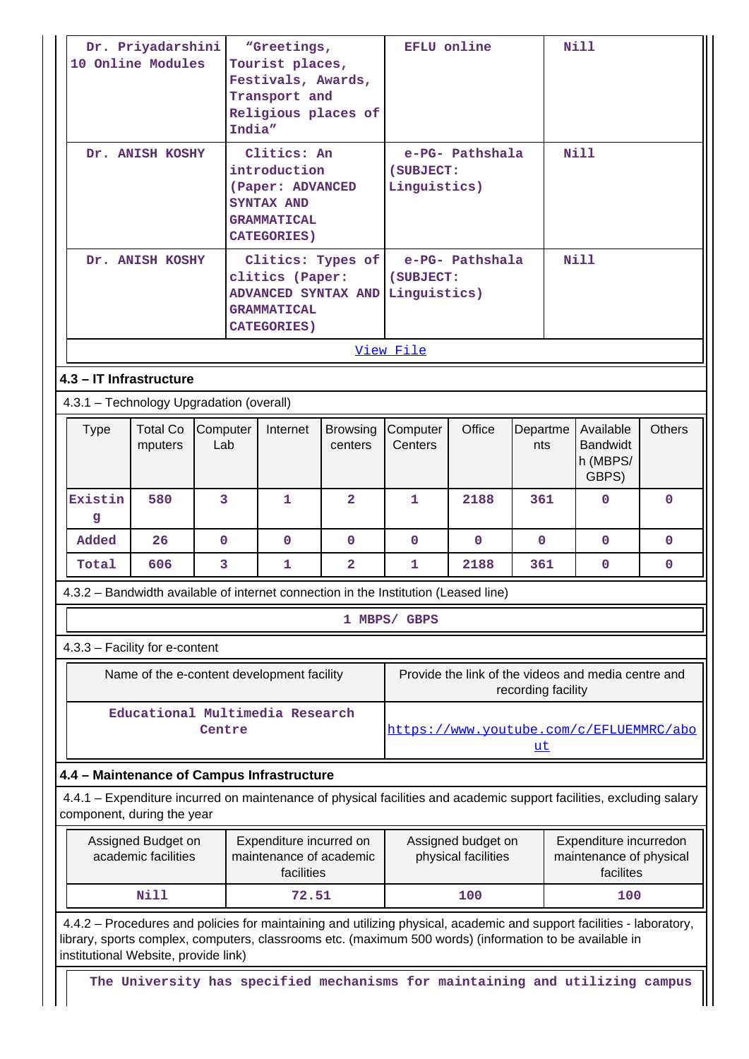| Dr. Priyadarshini 10 Online Modules | "Greetings, Tourist places, Festivals, Awards, Transport and Religious places of India" | EFLU online | Nill |
|---|---|---|---|
| Dr. ANISH KOSHY | Clitics: An introduction (Paper: ADVANCED SYNTAX AND GRAMMATICAL CATEGORIES) | e-PG- Pathshala (SUBJECT: Linguistics) | Nill |
| Dr. ANISH KOSHY | Clitics: Types of clitics (Paper: ADVANCED SYNTAX AND GRAMMATICAL CATEGORIES) | e-PG- Pathshala (SUBJECT: Linguistics) | Nill |

View File

### 4.3 – IT Infrastructure

4.3.1 – Technology Upgradation (overall)

| Type | Total Computers | Computer Lab | Internet | Browsing centers | Computer Centers | Office | Departments | Available Bandwidth (MBPS/GBPS) | Others |
|---|---|---|---|---|---|---|---|---|---|
| Existing | 580 | 3 | 1 | 2 | 1 | 2188 | 361 | 0 | 0 |
| Added | 26 | 0 | 0 | 0 | 0 | 0 | 0 | 0 | 0 |
| Total | 606 | 3 | 1 | 2 | 1 | 2188 | 361 | 0 | 0 |

4.3.2 – Bandwidth available of internet connection in the Institution (Leased line)

1 MBPS/ GBPS

4.3.3 – Facility for e-content

| Name of the e-content development facility | Provide the link of the videos and media centre and recording facility |
|---|---|
| Educational Multimedia Research Centre | https://www.youtube.com/c/EFLUEMMRC/about |

### 4.4 – Maintenance of Campus Infrastructure

4.4.1 – Expenditure incurred on maintenance of physical facilities and academic support facilities, excluding salary component, during the year

| Assigned Budget on academic facilities | Expenditure incurred on maintenance of academic facilities | Assigned budget on physical facilities | Expenditure incurredon maintenance of physical facilites |
|---|---|---|---|
| Nill | 72.51 | 100 | 100 |

4.4.2 – Procedures and policies for maintaining and utilizing physical, academic and support facilities - laboratory, library, sports complex, computers, classrooms etc. (maximum 500 words) (information to be available in institutional Website, provide link)

The University has specified mechanisms for maintaining and utilizing campus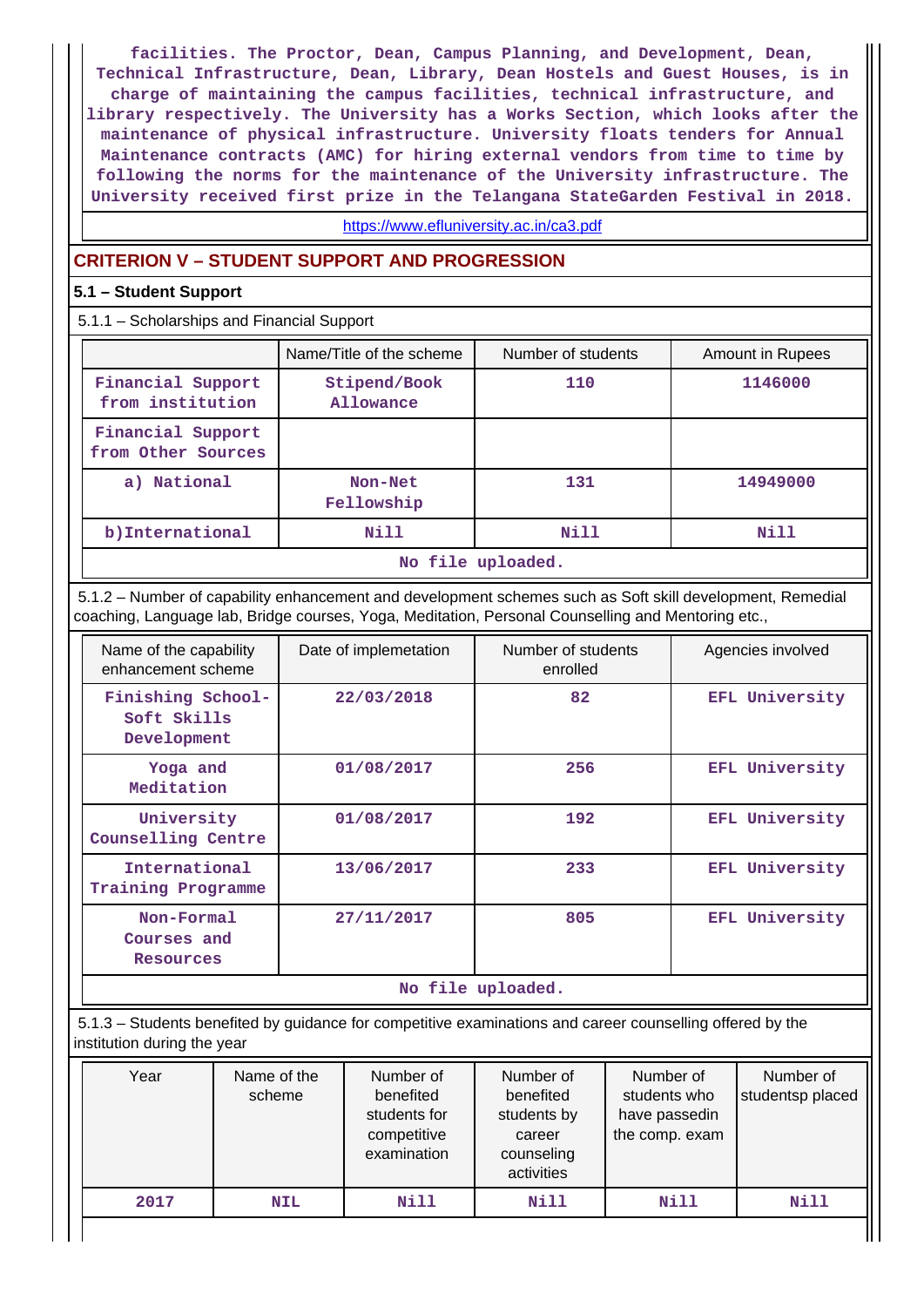facilities. The Proctor, Dean, Campus Planning, and Development, Dean, Technical Infrastructure, Dean, Library, Dean Hostels and Guest Houses, is in charge of maintaining the campus facilities, technical infrastructure, and library respectively. The University has a Works Section, which looks after the maintenance of physical infrastructure. University floats tenders for Annual Maintenance contracts (AMC) for hiring external vendors from time to time by following the norms for the maintenance of the University infrastructure. The University received first prize in the Telangana StateGarden Festival in 2018.

https://www.efluniversity.ac.in/ca3.pdf

## CRITERION V – STUDENT SUPPORT AND PROGRESSION

### 5.1 – Student Support

5.1.1 – Scholarships and Financial Support

| | Name/Title of the scheme | Number of students | Amount in Rupees |
|---|---|---|---|
| Financial Support from institution | Stipend/Book Allowance | 110 | 1146000 |
| Financial Support from Other Sources | | | |
| a) National | Non-Net Fellowship | 131 | 14949000 |
| b)International | Nill | Nill | Nill |

No file uploaded.

5.1.2 – Number of capability enhancement and development schemes such as Soft skill development, Remedial coaching, Language lab, Bridge courses, Yoga, Meditation, Personal Counselling and Mentoring etc.,

| Name of the capability enhancement scheme | Date of implemetation | Number of students enrolled | Agencies involved |
|---|---|---|---|
| Finishing School-Soft Skills Development | 22/03/2018 | 82 | EFL University |
| Yoga and Meditation | 01/08/2017 | 256 | EFL University |
| University Counselling Centre | 01/08/2017 | 192 | EFL University |
| International Training Programme | 13/06/2017 | 233 | EFL University |
| Non-Formal Courses and Resources | 27/11/2017 | 805 | EFL University |

No file uploaded.

5.1.3 – Students benefited by guidance for competitive examinations and career counselling offered by the institution during the year

| Year | Name of the scheme | Number of benefited students for competitive examination | Number of benefited students by career counseling activities | Number of students who have passedin the comp. exam | Number of studentsp placed |
|---|---|---|---|---|---|
| 2017 | NIL | Nill | Nill | Nill | Nill |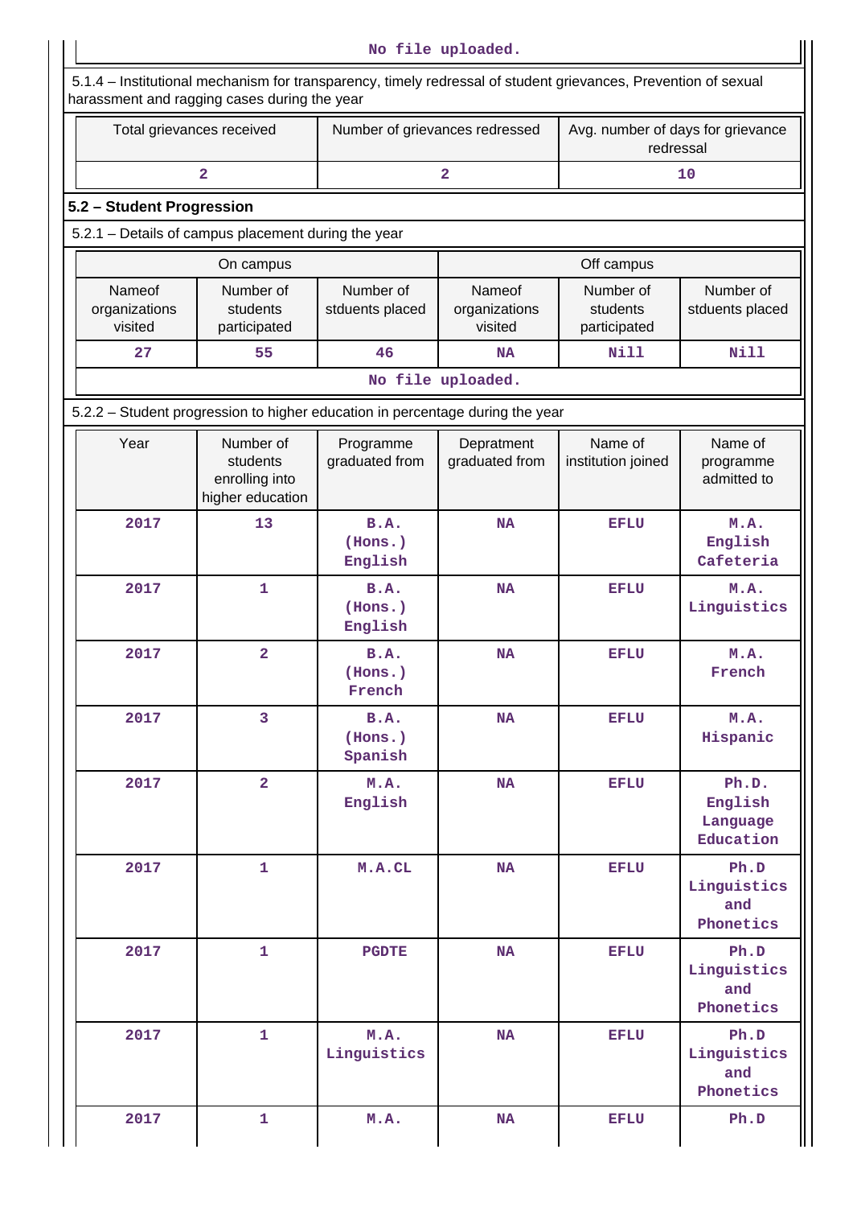No file uploaded.

5.1.4 – Institutional mechanism for transparency, timely redressal of student grievances, Prevention of sexual harassment and ragging cases during the year

| Total grievances received | Number of grievances redressed | Avg. number of days for grievance redressal |
|---|---|---|
| 2 | 2 | 10 |

## 5.2 – Student Progression

5.2.1 – Details of campus placement during the year

| On campus | | | Off campus | | |
|---|---|---|---|---|---|
| Nameof organizations visited | Number of students participated | Number of stduents placed | Nameof organizations visited | Number of students participated | Number of stduents placed |
| 27 | 55 | 46 | NA | Nill | Nill |

No file uploaded.

5.2.2 – Student progression to higher education in percentage during the year

| Year | Number of students enrolling into higher education | Programme graduated from | Depratment graduated from | Name of institution joined | Name of programme admitted to |
|---|---|---|---|---|---|
| 2017 | 13 | B.A. (Hons.) English | NA | EFLU | M.A. English Cafeteria |
| 2017 | 1 | B.A. (Hons.) English | NA | EFLU | M.A. Linguistics |
| 2017 | 2 | B.A. (Hons.) French | NA | EFLU | M.A. French |
| 2017 | 3 | B.A. (Hons.) Spanish | NA | EFLU | M.A. Hispanic |
| 2017 | 2 | M.A. English | NA | EFLU | Ph.D. English Language Education |
| 2017 | 1 | M.A.CL | NA | EFLU | Ph.D Linguistics and Phonetics |
| 2017 | 1 | PGDTE | NA | EFLU | Ph.D Linguistics and Phonetics |
| 2017 | 1 | M.A. Linguistics | NA | EFLU | Ph.D Linguistics and Phonetics |
| 2017 | 1 | M.A. | NA | EFLU | Ph.D |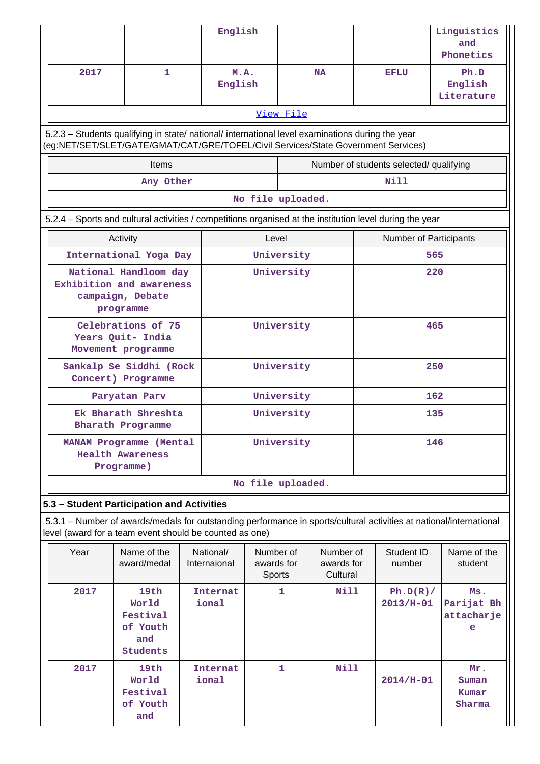| | | English | | | Linguistics and Phonetics |
|---|---|---|---|---|---|
| 2017 | 1 | M.A. English | NA | EFLU | Ph.D English Literature |

View File

5.2.3 – Students qualifying in state/ national/ international level examinations during the year (eg:NET/SET/SLET/GATE/GMAT/CAT/GRE/TOFEL/Civil Services/State Government Services)

| Items | Number of students selected/ qualifying |
|---|---|
| Any Other | Nill |

No file uploaded.

5.2.4 – Sports and cultural activities / competitions organised at the institution level during the year

| Activity | Level | Number of Participants |
|---|---|---|
| International Yoga Day | University | 565 |
| National Handloom day Exhibition and awareness campaign, Debate programme | University | 220 |
| Celebrations of 75 Years Quit- India Movement programme | University | 465 |
| Sankalp Se Siddhi (Rock Concert) Programme | University | 250 |
| Paryatan Parv | University | 162 |
| Ek Bharath Shreshta Bharath Programme | University | 135 |
| MANAM Programme (Mental Health Awareness Programme) | University | 146 |

No file uploaded.

**5.3 – Student Participation and Activities**

5.3.1 – Number of awards/medals for outstanding performance in sports/cultural activities at national/international level (award for a team event should be counted as one)

| Year | Name of the award/medal | National/ Internaional | Number of awards for Sports | Number of awards for Cultural | Student ID number | Name of the student |
|---|---|---|---|---|---|---|
| 2017 | 19th World Festival of Youth and Students | International | 1 | Nill | Ph.D(R)/ 2013/H-01 | Ms. Parijat Bhattacharje e |
| 2017 | 19th World Festival of Youth and | International | 1 | Nill | 2014/H-01 | Mr. Suman Kumar Sharma |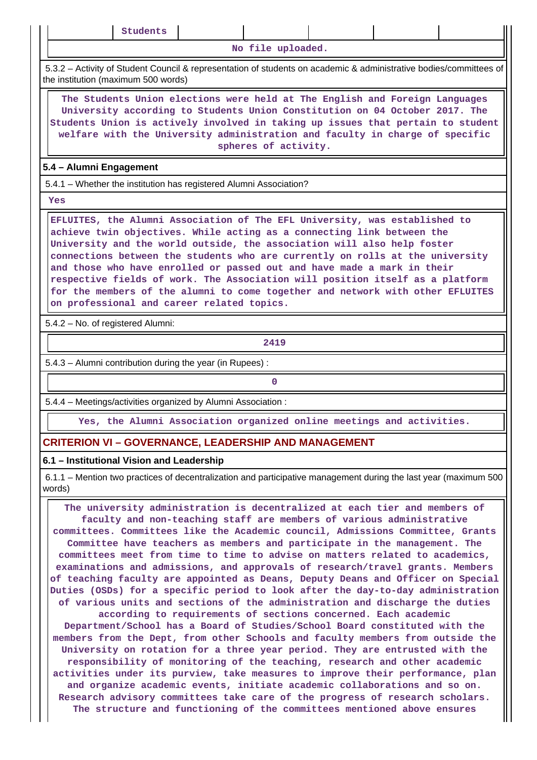| | Students | | | | | |
|---|---|---|---|---|---|---|

No file uploaded.

5.3.2 – Activity of Student Council & representation of students on academic & administrative bodies/committees of the institution (maximum 500 words)

The Students Union elections were held at The English and Foreign Languages University according to Students Union Constitution on 04 October 2017. The Students Union is actively involved in taking up issues that pertain to student welfare with the University administration and faculty in charge of specific spheres of activity.

### 5.4 – Alumni Engagement

5.4.1 – Whether the institution has registered Alumni Association?

Yes

EFLUITES, the Alumni Association of The EFL University, was established to achieve twin objectives. While acting as a connecting link between the University and the world outside, the association will also help foster connections between the students who are currently on rolls at the university and those who have enrolled or passed out and have made a mark in their respective fields of work. The Association will position itself as a platform for the members of the alumni to come together and network with other EFLUITES on professional and career related topics.

5.4.2 – No. of registered Alumni:

2419

5.4.3 – Alumni contribution during the year (in Rupees) :

0

5.4.4 – Meetings/activities organized by Alumni Association :

Yes, the Alumni Association organized online meetings and activities.

## CRITERION VI – GOVERNANCE, LEADERSHIP AND MANAGEMENT

### 6.1 – Institutional Vision and Leadership

6.1.1 – Mention two practices of decentralization and participative management during the last year (maximum 500 words)

The university administration is decentralized at each tier and members of faculty and non-teaching staff are members of various administrative committees. Committees like the Academic council, Admissions Committee, Grants Committee have teachers as members and participate in the management. The committees meet from time to time to advise on matters related to academics, examinations and admissions, and approvals of research/travel grants. Members of teaching faculty are appointed as Deans, Deputy Deans and Officer on Special Duties (OSDs) for a specific period to look after the day-to-day administration of various units and sections of the administration and discharge the duties according to requirements of sections concerned. Each academic Department/School has a Board of Studies/School Board constituted with the members from the Dept, from other Schools and faculty members from outside the University on rotation for a three year period. They are entrusted with the responsibility of monitoring of the teaching, research and other academic activities under its purview, take measures to improve their performance, plan and organize academic events, initiate academic collaborations and so on. Research advisory committees take care of the progress of research scholars. The structure and functioning of the committees mentioned above ensures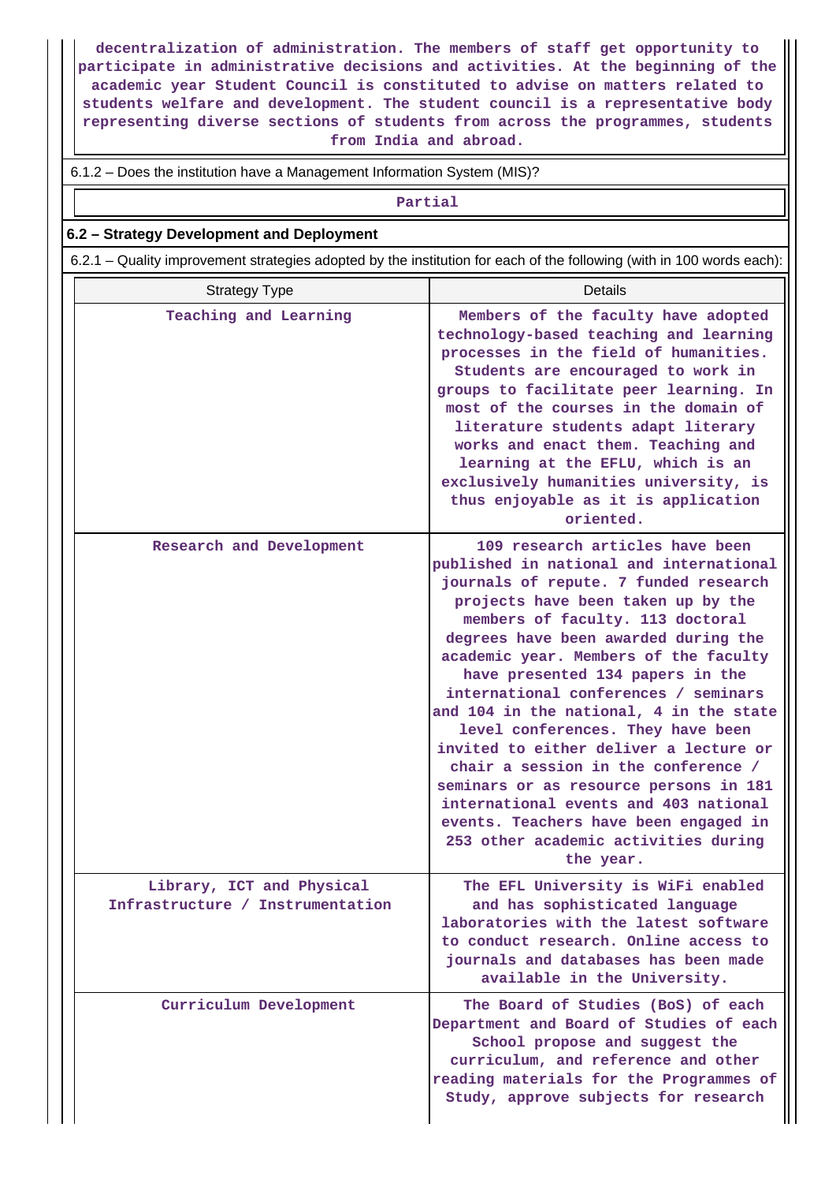decentralization of administration. The members of staff get opportunity to participate in administrative decisions and activities. At the beginning of the academic year Student Council is constituted to advise on matters related to students welfare and development. The student council is a representative body representing diverse sections of students from across the programmes, students from India and abroad.

6.1.2 – Does the institution have a Management Information System (MIS)?

Partial

**6.2 – Strategy Development and Deployment**

6.2.1 – Quality improvement strategies adopted by the institution for each of the following (with in 100 words each):

| Strategy Type | Details |
|---|---|
| Teaching and Learning | Members of the faculty have adopted technology-based teaching and learning processes in the field of humanities. Students are encouraged to work in groups to facilitate peer learning. In most of the courses in the domain of literature students adapt literary works and enact them. Teaching and learning at the EFLU, which is an exclusively humanities university, is thus enjoyable as it is application oriented. |
| Research and Development | 109 research articles have been published in national and international journals of repute. 7 funded research projects have been taken up by the members of faculty. 113 doctoral degrees have been awarded during the academic year. Members of the faculty have presented 134 papers in the international conferences / seminars and 104 in the national, 4 in the state level conferences. They have been invited to either deliver a lecture or chair a session in the conference / seminars or as resource persons in 181 international events and 403 national events. Teachers have been engaged in 253 other academic activities during the year. |
| Library, ICT and Physical Infrastructure / Instrumentation | The EFL University is WiFi enabled and has sophisticated language laboratories with the latest software to conduct research. Online access to journals and databases has been made available in the University. |
| Curriculum Development | The Board of Studies (BoS) of each Department and Board of Studies of each School propose and suggest the curriculum, and reference and other reading materials for the Programmes of Study, approve subjects for research |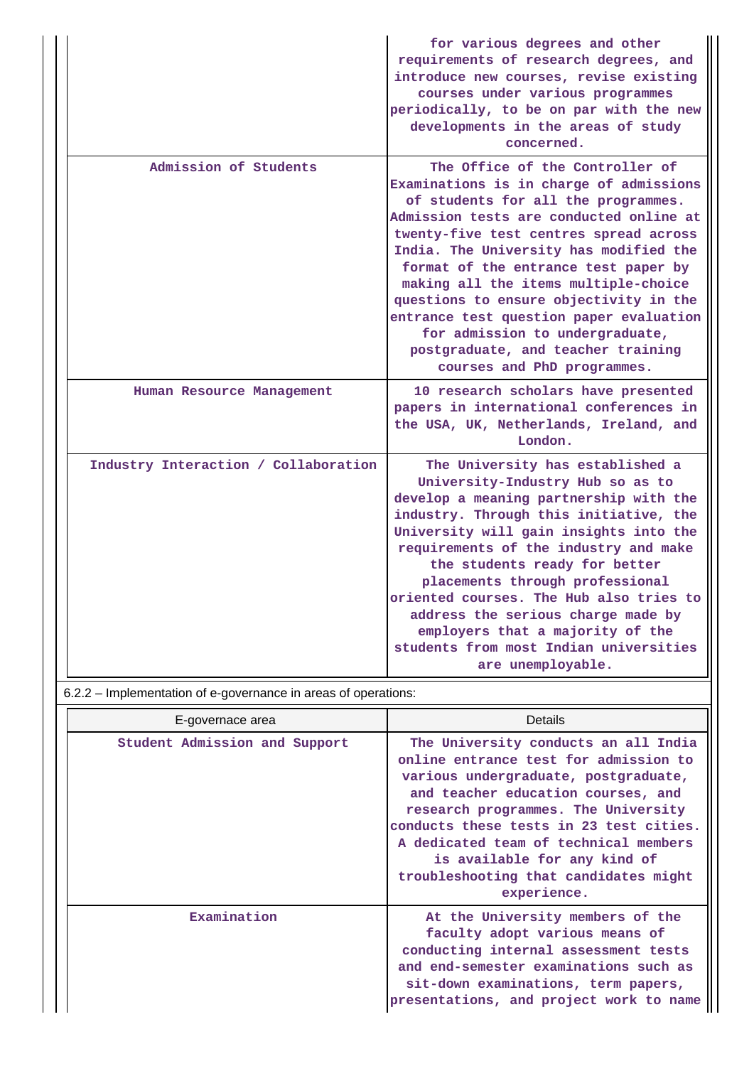| | |
|---|---|
| | for various degrees and other requirements of research degrees, and introduce new courses, revise existing courses under various programmes periodically, to be on par with the new developments in the areas of study concerned. |
| Admission of Students | The Office of the Controller of Examinations is in charge of admissions of students for all the programmes. Admission tests are conducted online at twenty-five test centres spread across India. The University has modified the format of the entrance test paper by making all the items multiple-choice questions to ensure objectivity in the entrance test question paper evaluation for admission to undergraduate, postgraduate, and teacher training courses and PhD programmes. |
| Human Resource Management | 10 research scholars have presented papers in international conferences in the USA, UK, Netherlands, Ireland, and London. |
| Industry Interaction / Collaboration | The University has established a University-Industry Hub so as to develop a meaning partnership with the industry. Through this initiative, the University will gain insights into the requirements of the industry and make the students ready for better placements through professional oriented courses. The Hub also tries to address the serious charge made by employers that a majority of the students from most Indian universities are unemployable. |

6.2.2 – Implementation of e-governance in areas of operations:

| E-governace area | Details |
|---|---|
| Student Admission and Support | The University conducts an all India online entrance test for admission to various undergraduate, postgraduate, and teacher education courses, and research programmes. The University conducts these tests in 23 test cities. A dedicated team of technical members is available for any kind of troubleshooting that candidates might experience. |
| Examination | At the University members of the faculty adopt various means of conducting internal assessment tests and end-semester examinations such as sit-down examinations, term papers, presentations, and project work to name |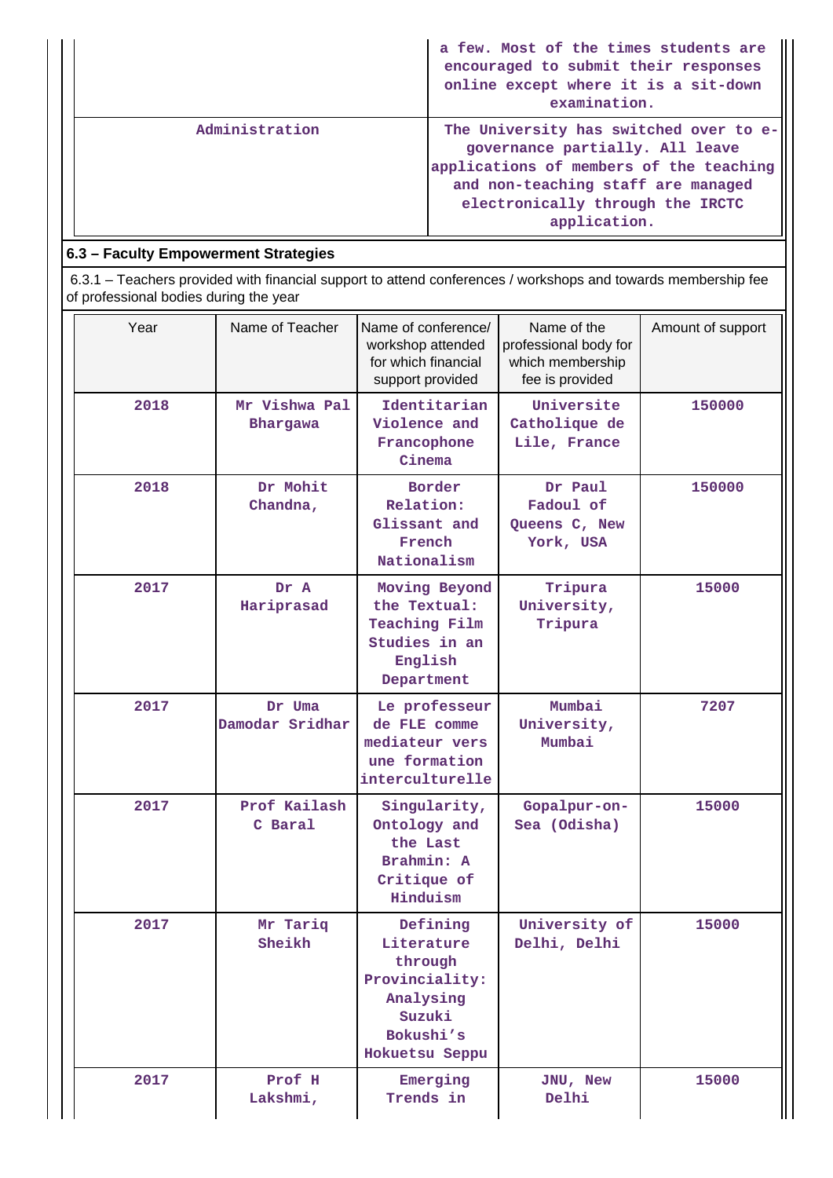| | |
|---|---|
| | a few. Most of the times students are encouraged to submit their responses online except where it is a sit-down examination. |
| Administration | The University has switched over to e-governance partially. All leave applications of members of the teaching and non-teaching staff are managed electronically through the IRCTC application. |

## 6.3 – Faculty Empowerment Strategies

6.3.1 – Teachers provided with financial support to attend conferences / workshops and towards membership fee of professional bodies during the year

| Year | Name of Teacher | Name of conference/ workshop attended for which financial support provided | Name of the professional body for which membership fee is provided | Amount of support |
|---|---|---|---|---|
| 2018 | Mr Vishwa Pal Bhargawa | Identitarian Violence and Francophone Cinema | Universite Catholique de Lile, France | 150000 |
| 2018 | Dr Mohit Chandna, | Border Relation: Glissant and French Nationalism | Dr Paul Fadoul of Queens C, New York, USA | 150000 |
| 2017 | Dr A Hariprasad | Moving Beyond the Textual: Teaching Film Studies in an English Department | Tripura University, Tripura | 15000 |
| 2017 | Dr Uma Damodar Sridhar | Le professeur de FLE comme mediateur vers une formation interculturelle | Mumbai University, Mumbai | 7207 |
| 2017 | Prof Kailash C Baral | Singularity, Ontology and the Last Brahmin: A Critique of Hinduism | Gopalpur-on-Sea (Odisha) | 15000 |
| 2017 | Mr Tariq Sheikh | Defining Literature through Provinciality: Analysing Suzuki Bokushi's Hokuetsu Seppu | University of Delhi, Delhi | 15000 |
| 2017 | Prof H Lakshmi, | Emerging Trends in | JNU, New Delhi | 15000 |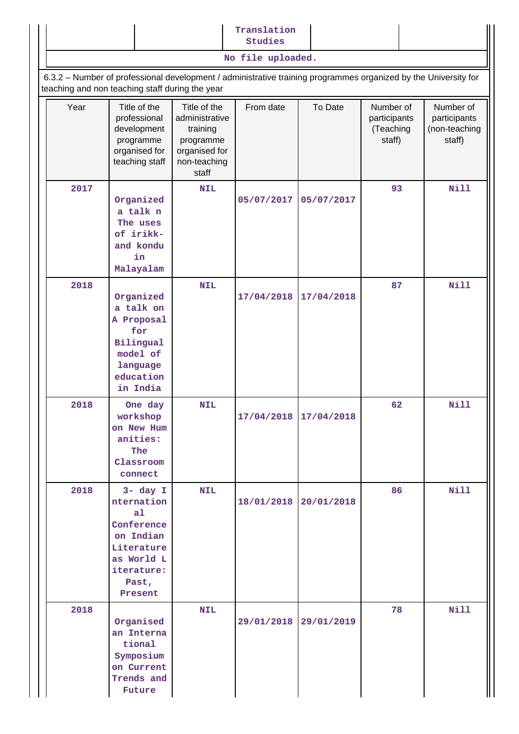| | | Translation Studies | | |
|---|---|---|---|---|

No file uploaded.

6.3.2 – Number of professional development / administrative training programmes organized by the University for teaching and non teaching staff during the year

| Year | Title of the professional development programme organised for teaching staff | Title of the administrative training programme organised for non-teaching staff | From date | To Date | Number of participants (Teaching staff) | Number of participants (non-teaching staff) |
|---|---|---|---|---|---|---|
| 2017 | Organized a talk n The uses of irikk- and kondu in Malayalam | NIL | 05/07/2017 | 05/07/2017 | 93 | Nill |
| 2018 | Organized a talk on A Proposal for Bilingual model of language education in India | NIL | 17/04/2018 | 17/04/2018 | 87 | Nill |
| 2018 | One day workshop on New Humanities: The Classroom connect | NIL | 17/04/2018 | 17/04/2018 | 62 | Nill |
| 2018 | 3- day International Conference on Indian Literature as World Literature: Past, Present | NIL | 18/01/2018 | 20/01/2018 | 86 | Nill |
| 2018 | Organised an International Symposium on Current Trends and Future | NIL | 29/01/2018 | 29/01/2019 | 78 | Nill |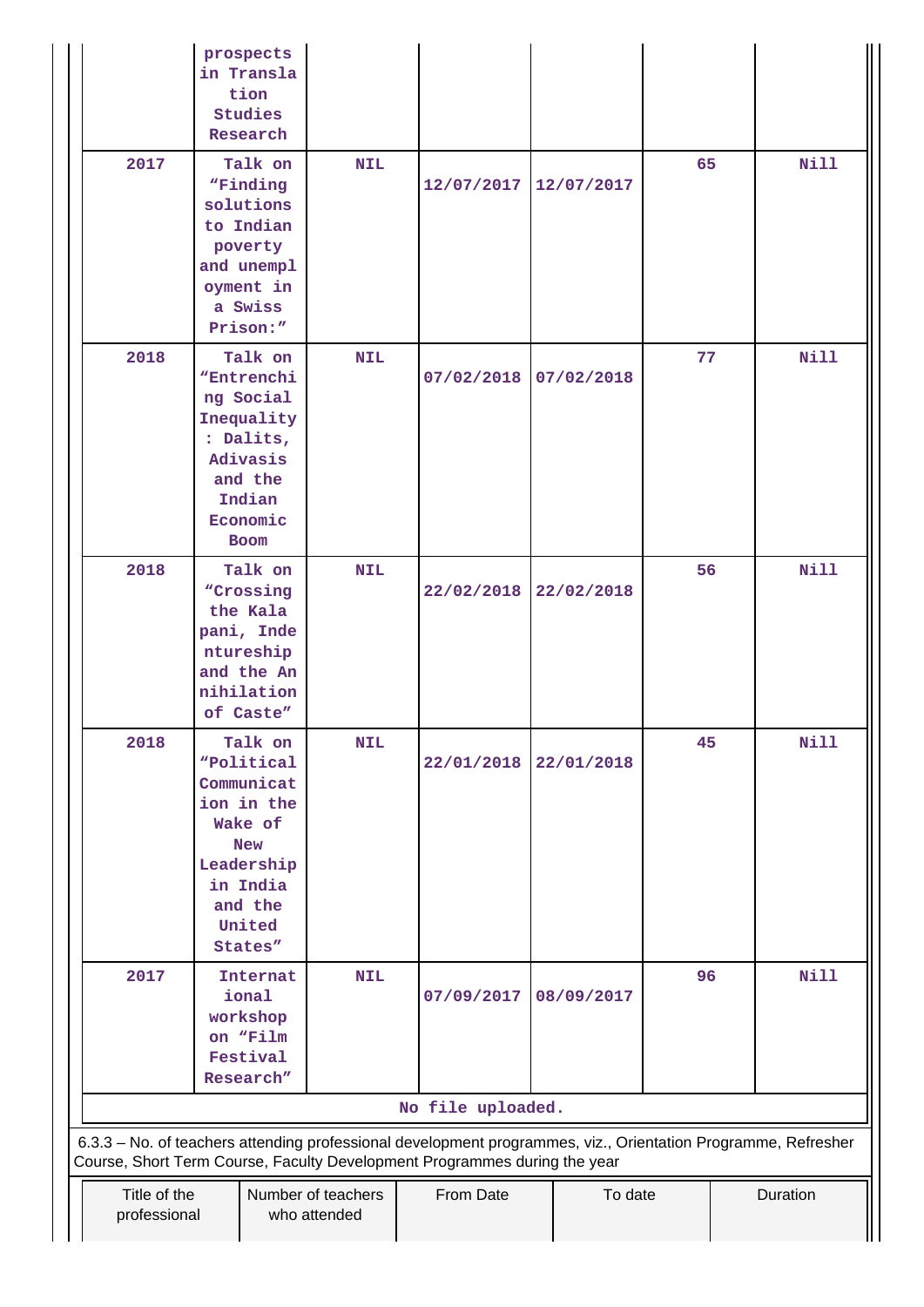|  | prospects in Translation Studies Research |  |  |  |  |  |
|---|---|---|---|---|---|---|
| 2017 | Talk on "Finding solutions to Indian poverty and unemployment in a Swiss Prison:" | NIL | 12/07/2017 | 12/07/2017 | 65 | Nill |
| 2018 | Talk on "Entrenching Social Inequality : Dalits, Adivasis and the Indian Economic Boom | NIL | 07/02/2018 | 07/02/2018 | 77 | Nill |
| 2018 | Talk on "Crossing the Kala pani, Indentureship and the Annihilation of Caste" | NIL | 22/02/2018 | 22/02/2018 | 56 | Nill |
| 2018 | Talk on "Political Communication in the Wake of New Leadership in India and the United States" | NIL | 22/01/2018 | 22/01/2018 | 45 | Nill |
| 2017 | International workshop on "Film Festival Research" | NIL | 07/09/2017 | 08/09/2017 | 96 | Nill |
| No file uploaded. |  |  |  |  |  |  |

6.3.3 – No. of teachers attending professional development programmes, viz., Orientation Programme, Refresher Course, Short Term Course, Faculty Development Programmes during the year

| Title of the professional | Number of teachers who attended | From Date | To date | Duration |
|---|---|---|---|---|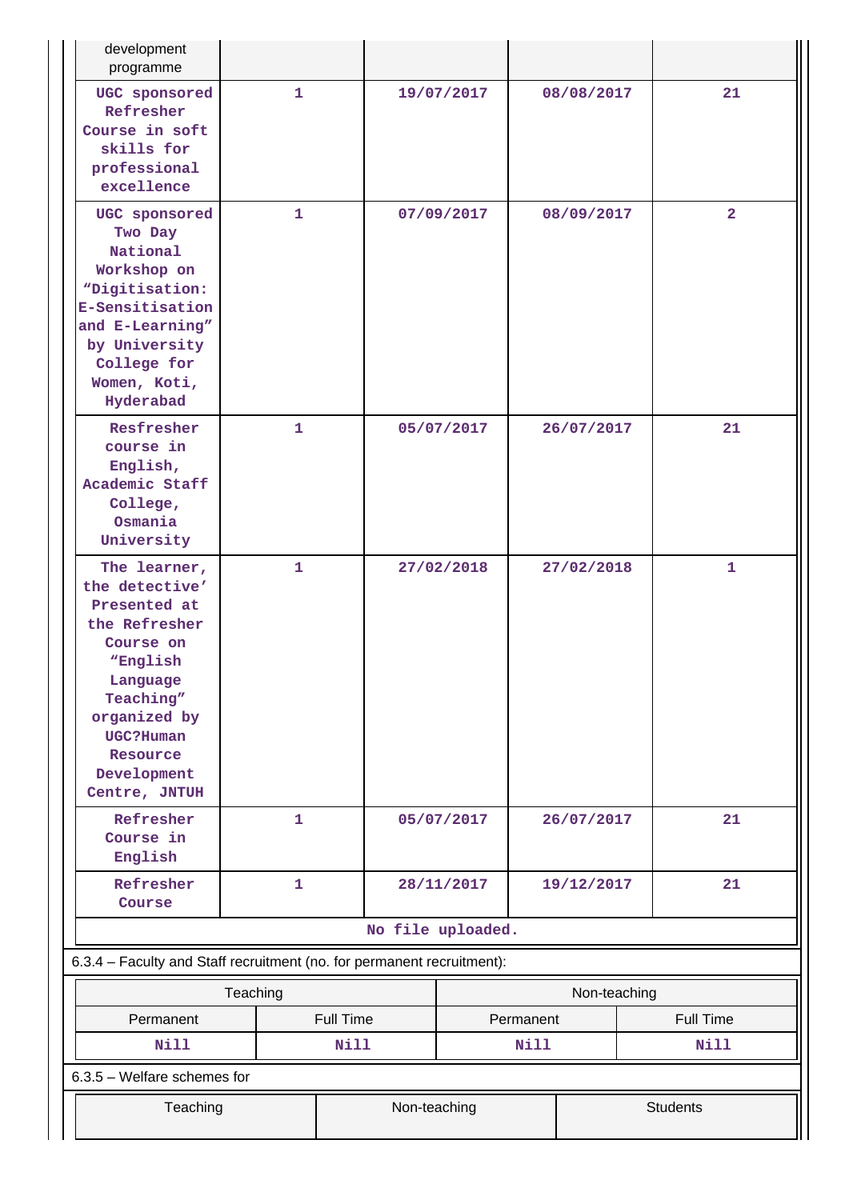| | | | | |
|---|---|---|---|---|
| development programme | | | | |
| UGC sponsored Refresher Course in soft skills for professional excellence | 1 | 19/07/2017 | 08/08/2017 | 21 |
| UGC sponsored Two Day National Workshop on "Digitisation: E-Sensitisation and E-Learning" by University College for Women, Koti, Hyderabad | 1 | 07/09/2017 | 08/09/2017 | 2 |
| Resfresher course in English, Academic Staff College, Osmania University | 1 | 05/07/2017 | 26/07/2017 | 21 |
| The learner, the detective' Presented at the Refresher Course on "English Language Teaching" organized by UGC?Human Resource Development Centre, JNTUH | 1 | 27/02/2018 | 27/02/2018 | 1 |
| Refresher Course in English | 1 | 05/07/2017 | 26/07/2017 | 21 |
| Refresher Course | 1 | 28/11/2017 | 19/12/2017 | 21 |

No file uploaded.

6.3.4 – Faculty and Staff recruitment (no. for permanent recruitment):

| Teaching | | Non-teaching | |
|---|---|---|---|
| Permanent | Full Time | Permanent | Full Time |
| Nill | Nill | Nill | Nill |

6.3.5 – Welfare schemes for

| Teaching | Non-teaching | Students |
|---|---|---|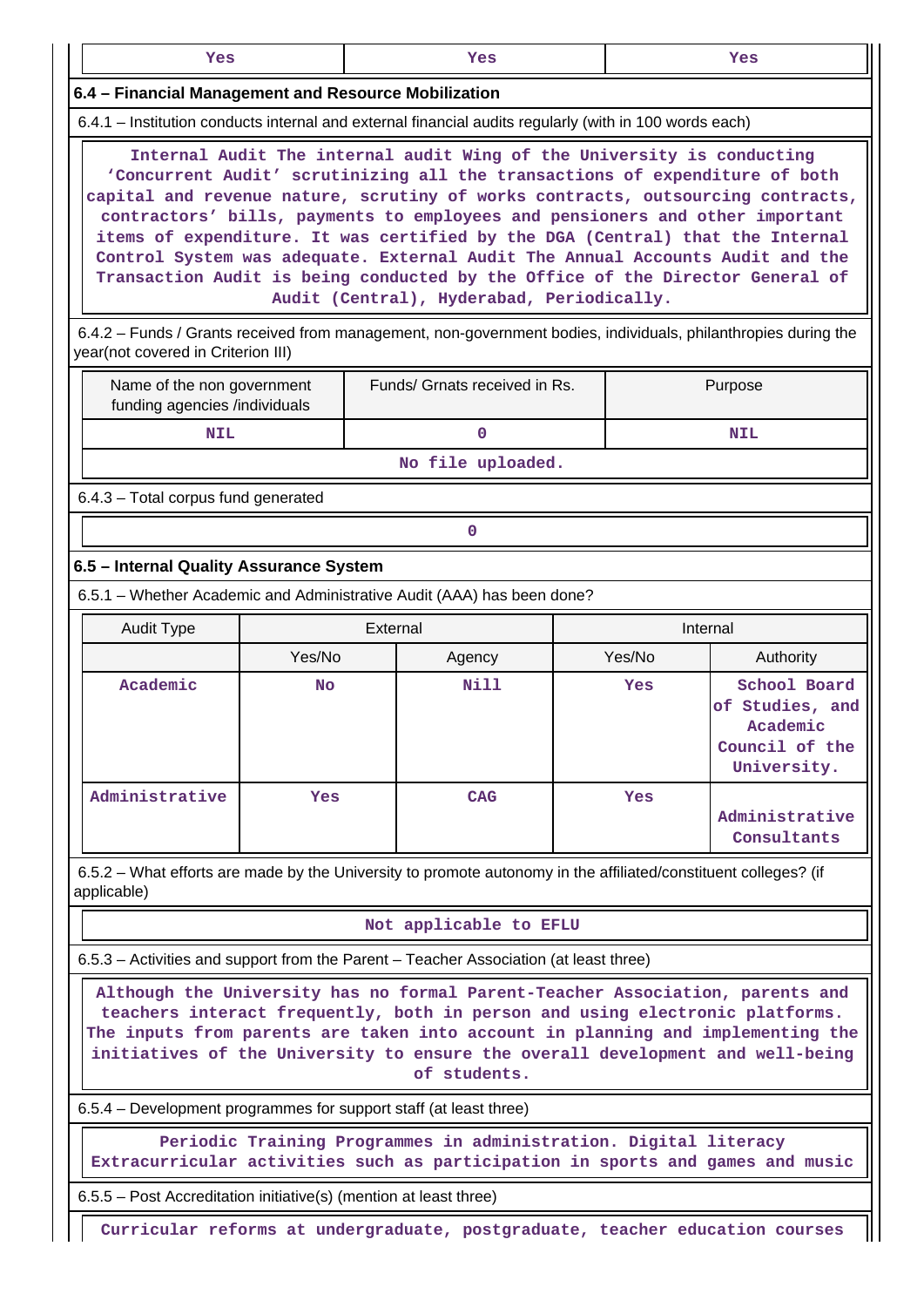| Yes | Yes | Yes |
|---|---|---|

### 6.4 – Financial Management and Resource Mobilization

6.4.1 – Institution conducts internal and external financial audits regularly (with in 100 words each)

Internal Audit The internal audit Wing of the University is conducting 'Concurrent Audit' scrutinizing all the transactions of expenditure of both capital and revenue nature, scrutiny of works contracts, outsourcing contracts, contractors' bills, payments to employees and pensioners and other important items of expenditure. It was certified by the DGA (Central) that the Internal Control System was adequate. External Audit The Annual Accounts Audit and the Transaction Audit is being conducted by the Office of the Director General of Audit (Central), Hyderabad, Periodically.

6.4.2 – Funds / Grants received from management, non-government bodies, individuals, philanthropies during the year(not covered in Criterion III)

| Name of the non government funding agencies /individuals | Funds/ Grnats received in Rs. | Purpose |
|---|---|---|
| NIL | 0 | NIL |

No file uploaded.

6.4.3 – Total corpus fund generated

0

### 6.5 – Internal Quality Assurance System

6.5.1 – Whether Academic and Administrative Audit (AAA) has been done?

| Audit Type | External | | Internal | |
|---|---|---|---|---|
| | Yes/No | Agency | Yes/No | Authority |
| Academic | No | Nill | Yes | School Board of Studies, and Academic Council of the University. |
| Administrative | Yes | CAG | Yes | Administrative Consultants |

6.5.2 – What efforts are made by the University to promote autonomy in the affiliated/constituent colleges? (if applicable)

Not applicable to EFLU

6.5.3 – Activities and support from the Parent – Teacher Association (at least three)

Although the University has no formal Parent-Teacher Association, parents and teachers interact frequently, both in person and using electronic platforms. The inputs from parents are taken into account in planning and implementing the initiatives of the University to ensure the overall development and well-being of students.

6.5.4 – Development programmes for support staff (at least three)

Periodic Training Programmes in administration. Digital literacy Extracurricular activities such as participation in sports and games and music

6.5.5 – Post Accreditation initiative(s) (mention at least three)

Curricular reforms at undergraduate, postgraduate, teacher education courses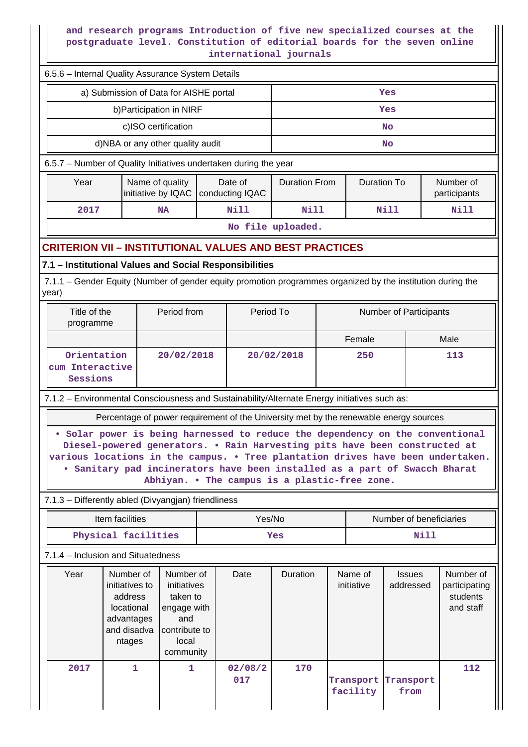and research programs Introduction of five new specialized courses at the postgraduate level. Constitution of editorial boards for the seven online international journals

6.5.6 – Internal Quality Assurance System Details

| | |
|---|---|
| a) Submission of Data for AISHE portal | Yes |
| b)Participation in NIRF | Yes |
| c)ISO certification | No |
| d)NBA or any other quality audit | No |

6.5.7 – Number of Quality Initiatives undertaken during the year

| Year | Name of quality initiative by IQAC | Date of conducting IQAC | Duration From | Duration To | Number of participants |
|---|---|---|---|---|---|
| 2017 | NA | Nill | Nill | Nill | Nill |

No file uploaded.

## CRITERION VII – INSTITUTIONAL VALUES AND BEST PRACTICES

### 7.1 – Institutional Values and Social Responsibilities

7.1.1 – Gender Equity (Number of gender equity promotion programmes organized by the institution during the year)

| Title of the programme | Period from | Period To | Number of Participants | |
|---|---|---|---|---|
| | | | Female | Male |
| Orientation cum Interactive Sessions | 20/02/2018 | 20/02/2018 | 250 | 113 |

7.1.2 – Environmental Consciousness and Sustainability/Alternate Energy initiatives such as:

| Percentage of power requirement of the University met by the renewable energy sources |
|---|
| • Solar power is being harnessed to reduce the dependency on the conventional Diesel-powered generators. • Rain Harvesting pits have been constructed at various locations in the campus. • Tree plantation drives have been undertaken. • Sanitary pad incinerators have been installed as a part of Swacch Bharat Abhiyan. • The campus is a plastic-free zone. |

7.1.3 – Differently abled (Divyangjan) friendliness

| Item facilities | Yes/No | Number of beneficiaries |
|---|---|---|
| Physical facilities | Yes | Nill |

7.1.4 – Inclusion and Situatedness

| Year | Number of initiatives to address locational advantages and disadvantages | Number of initiatives taken to engage with and contribute to local community | Date | Duration | Name of initiative | Issues addressed | Number of participating students and staff |
|---|---|---|---|---|---|---|---|
| 2017 | 1 | 1 | 02/08/2017 | 170 | Transport facility | Transport from | 112 |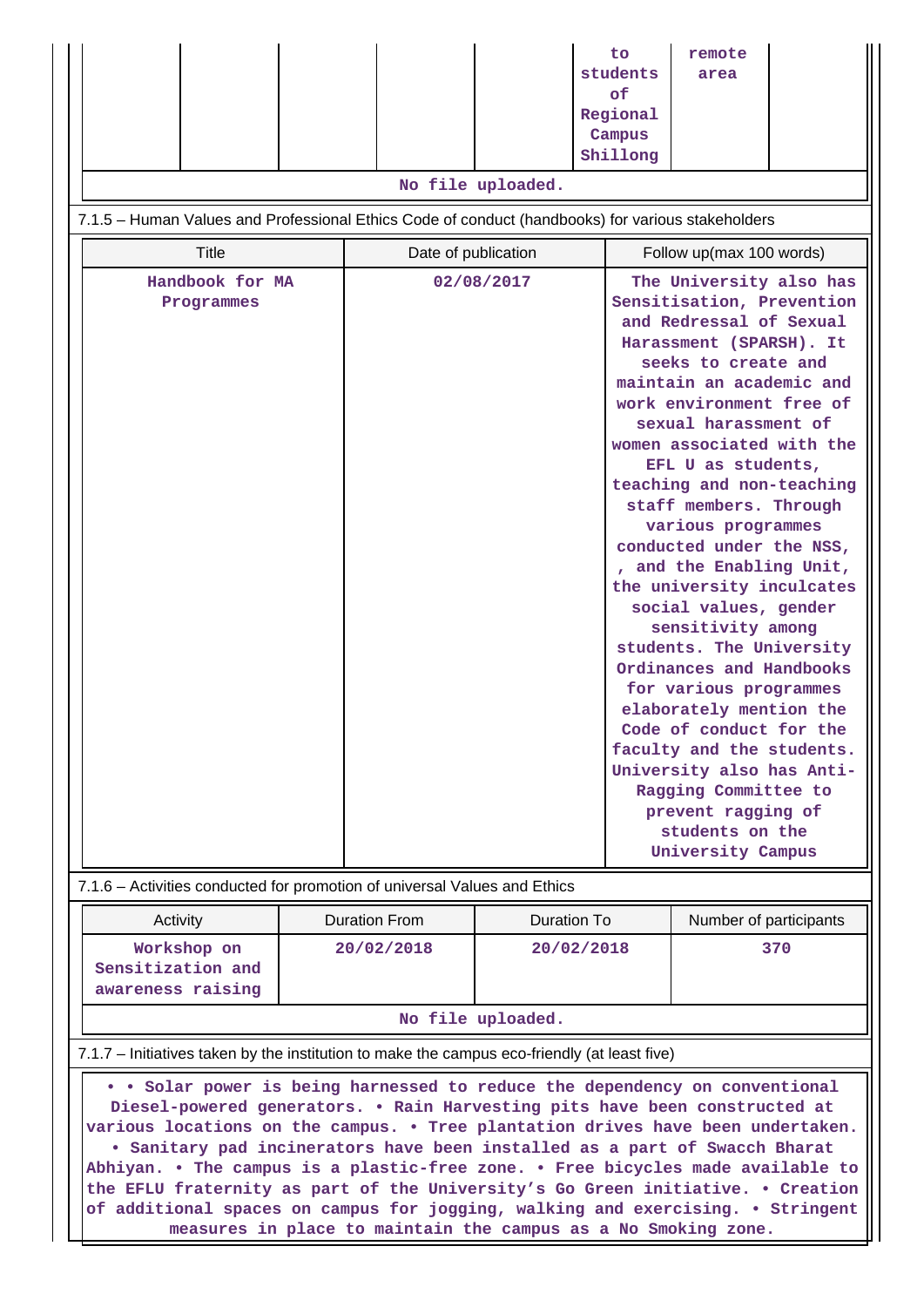| | | | | | to students of Regional Campus Shillong | remote area | |
|---|---|---|---|---|---|---|---|

No file uploaded.

7.1.5 – Human Values and Professional Ethics Code of conduct (handbooks) for various stakeholders

| Title | Date of publication | Follow up(max 100 words) |
|---|---|---|
| Handbook for MA Programmes | 02/08/2017 | The University also has Sensitisation, Prevention and Redressal of Sexual Harassment (SPARSH). It seeks to create and maintain an academic and work environment free of sexual harassment of women associated with the EFL U as students, teaching and non-teaching staff members. Through various programmes conducted under the NSS, , and the Enabling Unit, the university inculcates social values, gender sensitivity among students. The University Ordinances and Handbooks for various programmes elaborately mention the Code of conduct for the faculty and the students. University also has Anti-Ragging Committee to prevent ragging of students on the University Campus |

7.1.6 – Activities conducted for promotion of universal Values and Ethics

| Activity | Duration From | Duration To | Number of participants |
|---|---|---|---|
| Workshop on Sensitization and awareness raising | 20/02/2018 | 20/02/2018 | 370 |

No file uploaded.

7.1.7 – Initiatives taken by the institution to make the campus eco-friendly (at least five)

• • Solar power is being harnessed to reduce the dependency on conventional Diesel-powered generators. • Rain Harvesting pits have been constructed at various locations on the campus. • Tree plantation drives have been undertaken. • Sanitary pad incinerators have been installed as a part of Swacch Bharat Abhiyan. • The campus is a plastic-free zone. • Free bicycles made available to the EFLU fraternity as part of the University's Go Green initiative. • Creation of additional spaces on campus for jogging, walking and exercising. • Stringent measures in place to maintain the campus as a No Smoking zone.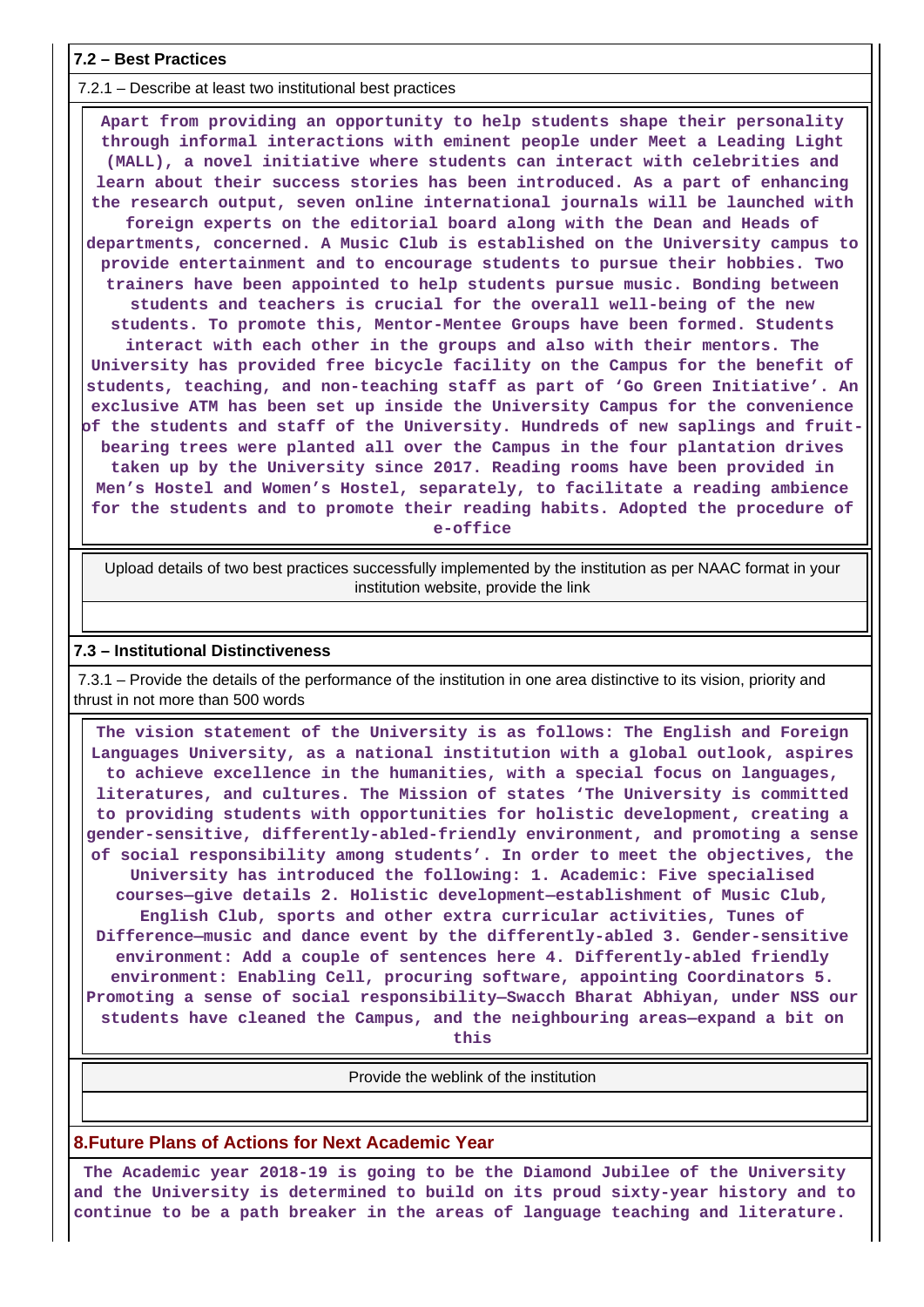### 7.2 – Best Practices

7.2.1 – Describe at least two institutional best practices

**Apart from providing an opportunity to help students shape their personality through informal interactions with eminent people under Meet a Leading Light (MALL), a novel initiative where students can interact with celebrities and learn about their success stories has been introduced. As a part of enhancing the research output, seven online international journals will be launched with foreign experts on the editorial board along with the Dean and Heads of departments, concerned. A Music Club is established on the University campus to provide entertainment and to encourage students to pursue their hobbies. Two trainers have been appointed to help students pursue music. Bonding between students and teachers is crucial for the overall well-being of the new students. To promote this, Mentor-Mentee Groups have been formed. Students interact with each other in the groups and also with their mentors. The University has provided free bicycle facility on the Campus for the benefit of students, teaching, and non-teaching staff as part of 'Go Green Initiative'. An exclusive ATM has been set up inside the University Campus for the convenience of the students and staff of the University. Hundreds of new saplings and fruit-bearing trees were planted all over the Campus in the four plantation drives taken up by the University since 2017. Reading rooms have been provided in Men's Hostel and Women's Hostel, separately, to facilitate a reading ambience for the students and to promote their reading habits. Adopted the procedure of e-office**

Upload details of two best practices successfully implemented by the institution as per NAAC format in your institution website, provide the link

### 7.3 – Institutional Distinctiveness

7.3.1 – Provide the details of the performance of the institution in one area distinctive to its vision, priority and thrust in not more than 500 words

**The vision statement of the University is as follows: The English and Foreign Languages University, as a national institution with a global outlook, aspires to achieve excellence in the humanities, with a special focus on languages, literatures, and cultures. The Mission of states 'The University is committed to providing students with opportunities for holistic development, creating a gender-sensitive, differently-abled-friendly environment, and promoting a sense of social responsibility among students'. In order to meet the objectives, the University has introduced the following: 1. Academic: Five specialised courses—give details 2. Holistic development—establishment of Music Club, English Club, sports and other extra curricular activities, Tunes of Difference—music and dance event by the differently-abled 3. Gender-sensitive environment: Add a couple of sentences here 4. Differently-abled friendly environment: Enabling Cell, procuring software, appointing Coordinators 5. Promoting a sense of social responsibility—Swacch Bharat Abhiyan, under NSS our students have cleaned the Campus, and the neighbouring areas—expand a bit on this**

Provide the weblink of the institution

## 8.Future Plans of Actions for Next Academic Year

**The Academic year 2018-19 is going to be the Diamond Jubilee of the University and the University is determined to build on its proud sixty-year history and to continue to be a path breaker in the areas of language teaching and literature.**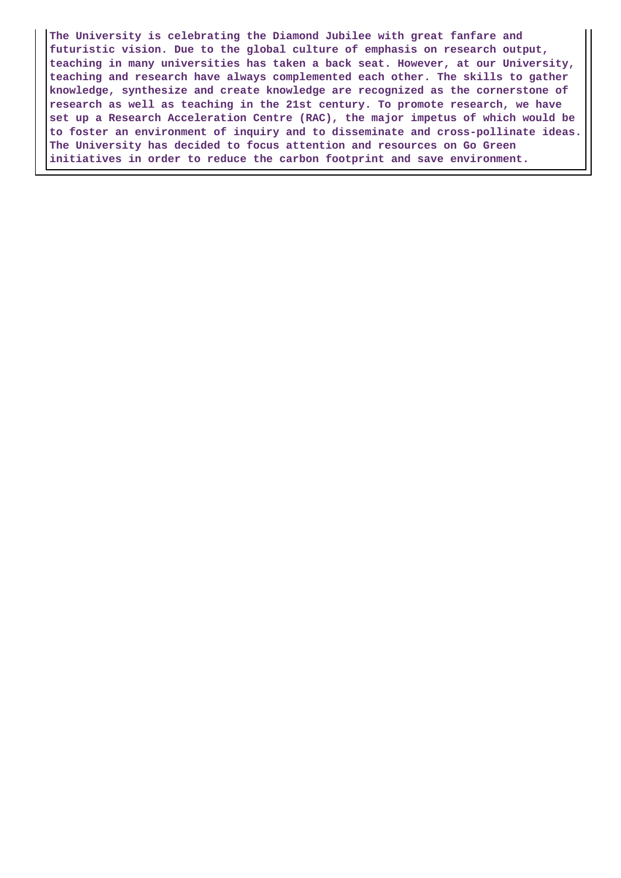**The University is celebrating the Diamond Jubilee with great fanfare and futuristic vision. Due to the global culture of emphasis on research output, teaching in many universities has taken a back seat. However, at our University, teaching and research have always complemented each other. The skills to gather knowledge, synthesize and create knowledge are recognized as the cornerstone of research as well as teaching in the 21st century. To promote research, we have set up a Research Acceleration Centre (RAC), the major impetus of which would be to foster an environment of inquiry and to disseminate and cross-pollinate ideas. The University has decided to focus attention and resources on Go Green initiatives in order to reduce the carbon footprint and save environment.**